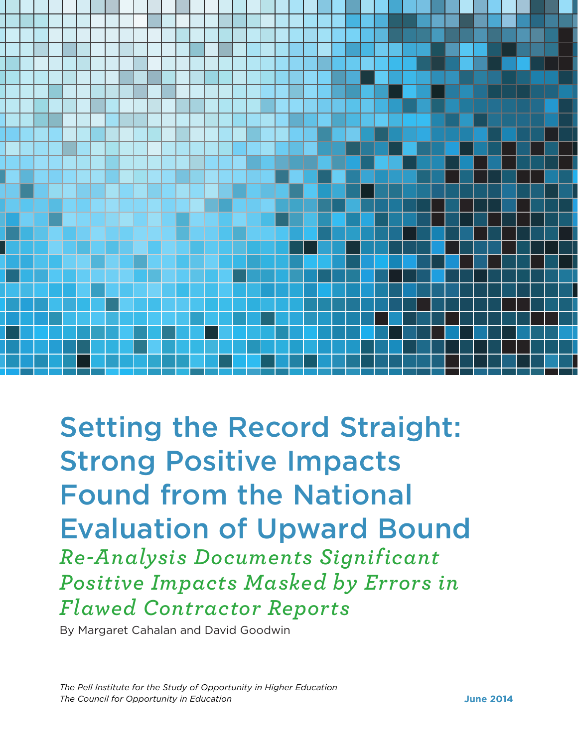# Setting the Record Straight: Strong Positive Impacts Found from the National Evaluation of Upward Bound

## *Re-Analysis Documents Significant Positive Impacts Masked by Errors in Flawed Contractor Reports*

By Margaret Cahalan and David Goodwin

*The Pell Institute for the Study of Opportunity in Higher Education*
*The Council for Opportunity in Education*

**June 2014**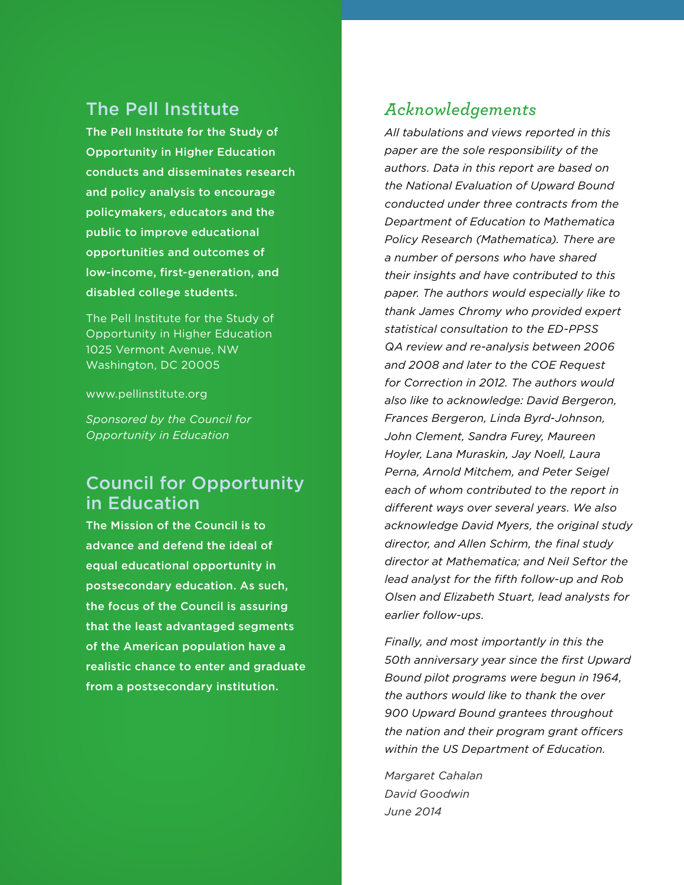## The Pell Institute

**The Pell Institute for the Study of Opportunity in Higher Education conducts and disseminates research and policy analysis to encourage policymakers, educators and the public to improve educational opportunities and outcomes of low-income, first-generation, and disabled college students.**

The Pell Institute for the Study of Opportunity in Higher Education
1025 Vermont Avenue, NW
Washington, DC 20005

www.pellinstitute.org

*Sponsored by the Council for Opportunity in Education*

## Council for Opportunity in Education

**The Mission of the Council is to advance and defend the ideal of equal educational opportunity in postsecondary education. As such, the focus of the Council is assuring that the least advantaged segments of the American population have a realistic chance to enter and graduate from a postsecondary institution.**

## *Acknowledgements*

*All tabulations and views reported in this paper are the sole responsibility of the authors. Data in this report are based on the National Evaluation of Upward Bound conducted under three contracts from the Department of Education to Mathematica Policy Research (Mathematica). There are a number of persons who have shared their insights and have contributed to this paper. The authors would especially like to thank James Chromy who provided expert statistical consultation to the ED-PPSS QA review and re-analysis between 2006 and 2008 and later to the COE Request for Correction in 2012. The authors would also like to acknowledge: David Bergeron, Frances Bergeron, Linda Byrd-Johnson, John Clement, Sandra Furey, Maureen Hoyler, Lana Muraskin, Jay Noell, Laura Perna, Arnold Mitchem, and Peter Seigel each of whom contributed to the report in different ways over several years. We also acknowledge David Myers, the original study director, and Allen Schirm, the final study director at Mathematica; and Neil Seftor the lead analyst for the fifth follow-up and Rob Olsen and Elizabeth Stuart, lead analysts for earlier follow-ups.*

*Finally, and most importantly in this the 50th anniversary year since the first Upward Bound pilot programs were begun in 1964, the authors would like to thank the over 900 Upward Bound grantees throughout the nation and their program grant officers within the US Department of Education.*

*Margaret Cahalan*
*David Goodwin*
*June 2014*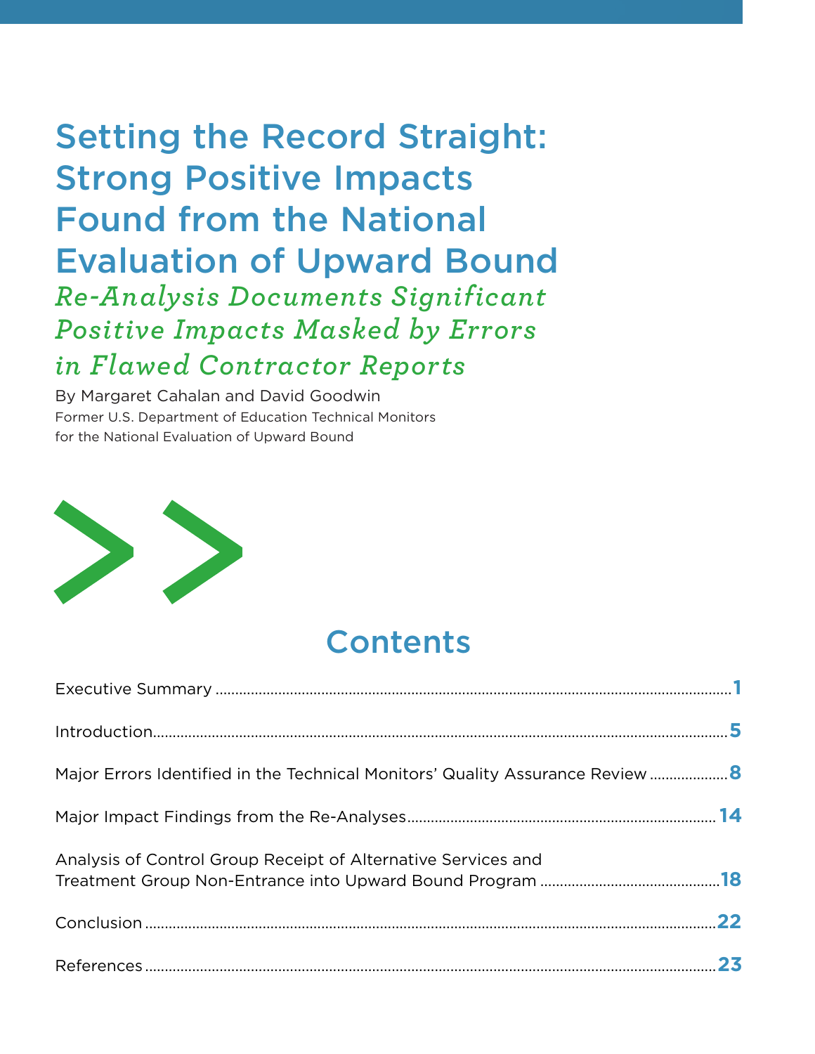# Setting the Record Straight: Strong Positive Impacts Found from the National Evaluation of Upward Bound

## *Re-Analysis Documents Significant Positive Impacts Masked by Errors in Flawed Contractor Reports*

By Margaret Cahalan and David Goodwin

Former U.S. Department of Education Technical Monitors for the National Evaluation of Upward Bound

## Contents

| | |
|---|---|
| Executive Summary | 1 |
| Introduction | 5 |
| Major Errors Identified in the Technical Monitors' Quality Assurance Review | 8 |
| Major Impact Findings from the Re-Analyses | 14 |
| Analysis of Control Group Receipt of Alternative Services and Treatment Group Non-Entrance into Upward Bound Program | 18 |
| Conclusion | 22 |
| References | 23 |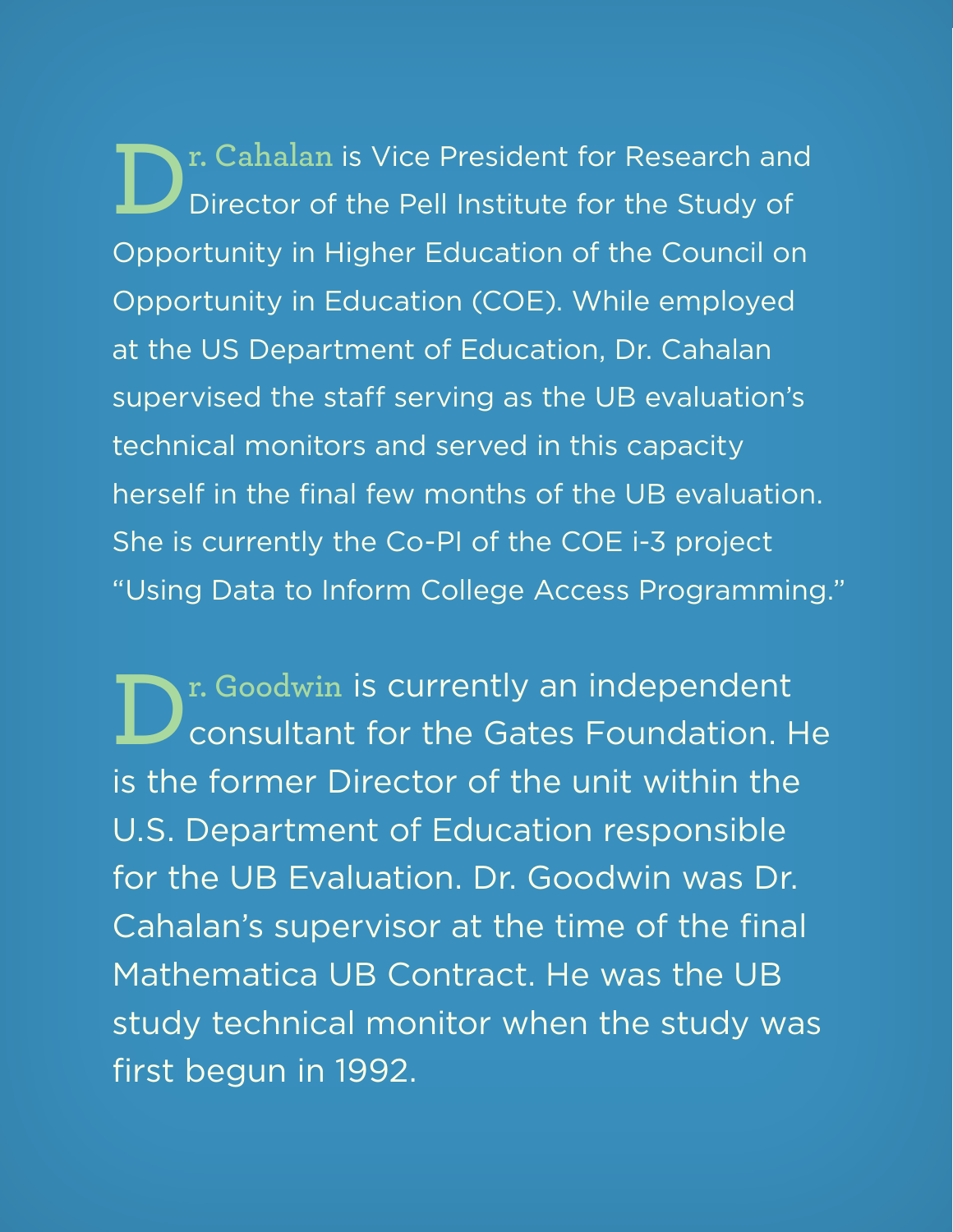**Dr. Cahalan** is Vice President for Research and Director of the Pell Institute for the Study of Opportunity in Higher Education of the Council on Opportunity in Education (COE). While employed at the US Department of Education, Dr. Cahalan supervised the staff serving as the UB evaluation's technical monitors and served in this capacity herself in the final few months of the UB evaluation. She is currently the Co-PI of the COE i-3 project "Using Data to Inform College Access Programming."

**Dr. Goodwin** is currently an independent consultant for the Gates Foundation. He is the former Director of the unit within the U.S. Department of Education responsible for the UB Evaluation. Dr. Goodwin was Dr. Cahalan's supervisor at the time of the final Mathematica UB Contract. He was the UB study technical monitor when the study was first begun in 1992.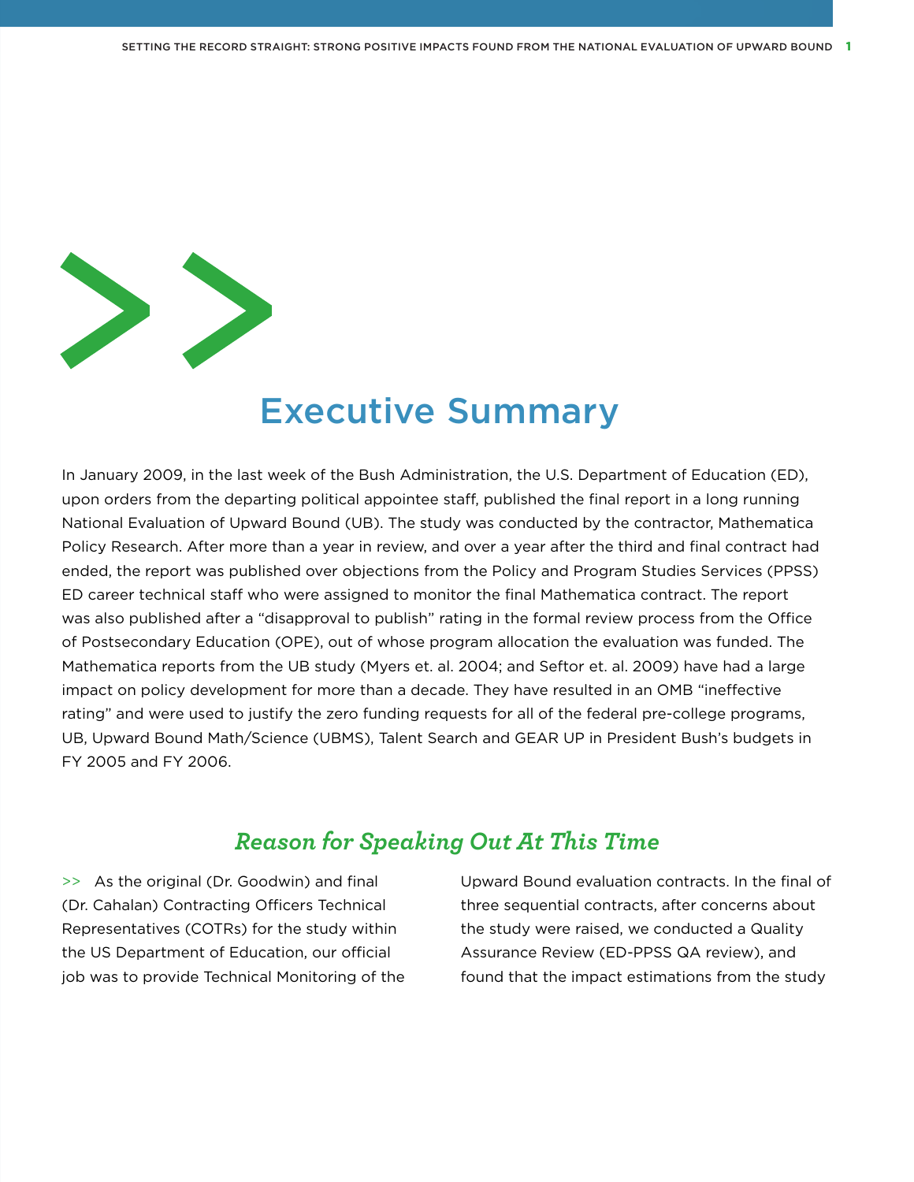# Executive Summary

In January 2009, in the last week of the Bush Administration, the U.S. Department of Education (ED), upon orders from the departing political appointee staff, published the final report in a long running National Evaluation of Upward Bound (UB). The study was conducted by the contractor, Mathematica Policy Research. After more than a year in review, and over a year after the third and final contract had ended, the report was published over objections from the Policy and Program Studies Services (PPSS) ED career technical staff who were assigned to monitor the final Mathematica contract. The report was also published after a "disapproval to publish" rating in the formal review process from the Office of Postsecondary Education (OPE), out of whose program allocation the evaluation was funded. The Mathematica reports from the UB study (Myers et. al. 2004; and Seftor et. al. 2009) have had a large impact on policy development for more than a decade. They have resulted in an OMB "ineffective rating" and were used to justify the zero funding requests for all of the federal pre-college programs, UB, Upward Bound Math/Science (UBMS), Talent Search and GEAR UP in President Bush's budgets in FY 2005 and FY 2006.

## *Reason for Speaking Out At This Time*

>> As the original (Dr. Goodwin) and final (Dr. Cahalan) Contracting Officers Technical Representatives (COTRs) for the study within the US Department of Education, our official job was to provide Technical Monitoring of the Upward Bound evaluation contracts. In the final of three sequential contracts, after concerns about the study were raised, we conducted a Quality Assurance Review (ED-PPSS QA review), and found that the impact estimations from the study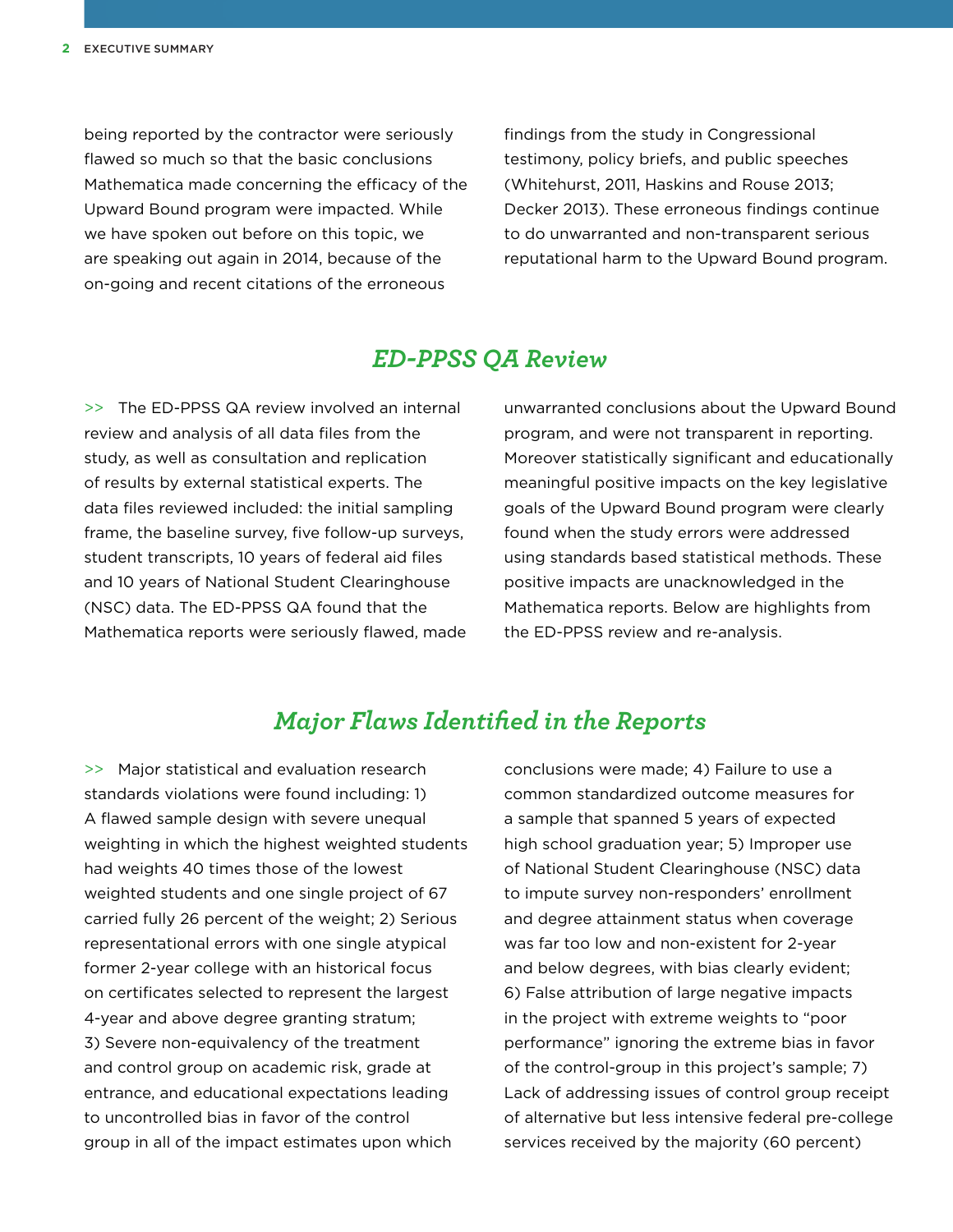being reported by the contractor were seriously flawed so much so that the basic conclusions Mathematica made concerning the efficacy of the Upward Bound program were impacted. While we have spoken out before on this topic, we are speaking out again in 2014, because of the on-going and recent citations of the erroneous findings from the study in Congressional testimony, policy briefs, and public speeches (Whitehurst, 2011, Haskins and Rouse 2013; Decker 2013). These erroneous findings continue to do unwarranted and non-transparent serious reputational harm to the Upward Bound program.

## *ED-PPSS QA Review*

>> The ED-PPSS QA review involved an internal review and analysis of all data files from the study, as well as consultation and replication of results by external statistical experts. The data files reviewed included: the initial sampling frame, the baseline survey, five follow-up surveys, student transcripts, 10 years of federal aid files and 10 years of National Student Clearinghouse (NSC) data. The ED-PPSS QA found that the Mathematica reports were seriously flawed, made unwarranted conclusions about the Upward Bound program, and were not transparent in reporting. Moreover statistically significant and educationally meaningful positive impacts on the key legislative goals of the Upward Bound program were clearly found when the study errors were addressed using standards based statistical methods. These positive impacts are unacknowledged in the Mathematica reports. Below are highlights from the ED-PPSS review and re-analysis.

## *Major Flaws Identified in the Reports*

>> Major statistical and evaluation research standards violations were found including: 1) A flawed sample design with severe unequal weighting in which the highest weighted students had weights 40 times those of the lowest weighted students and one single project of 67 carried fully 26 percent of the weight; 2) Serious representational errors with one single atypical former 2-year college with an historical focus on certificates selected to represent the largest 4-year and above degree granting stratum; 3) Severe non-equivalency of the treatment and control group on academic risk, grade at entrance, and educational expectations leading to uncontrolled bias in favor of the control group in all of the impact estimates upon which conclusions were made; 4) Failure to use a common standardized outcome measures for a sample that spanned 5 years of expected high school graduation year; 5) Improper use of National Student Clearinghouse (NSC) data to impute survey non-responders' enrollment and degree attainment status when coverage was far too low and non-existent for 2-year and below degrees, with bias clearly evident; 6) False attribution of large negative impacts in the project with extreme weights to "poor performance" ignoring the extreme bias in favor of the control-group in this project's sample; 7) Lack of addressing issues of control group receipt of alternative but less intensive federal pre-college services received by the majority (60 percent)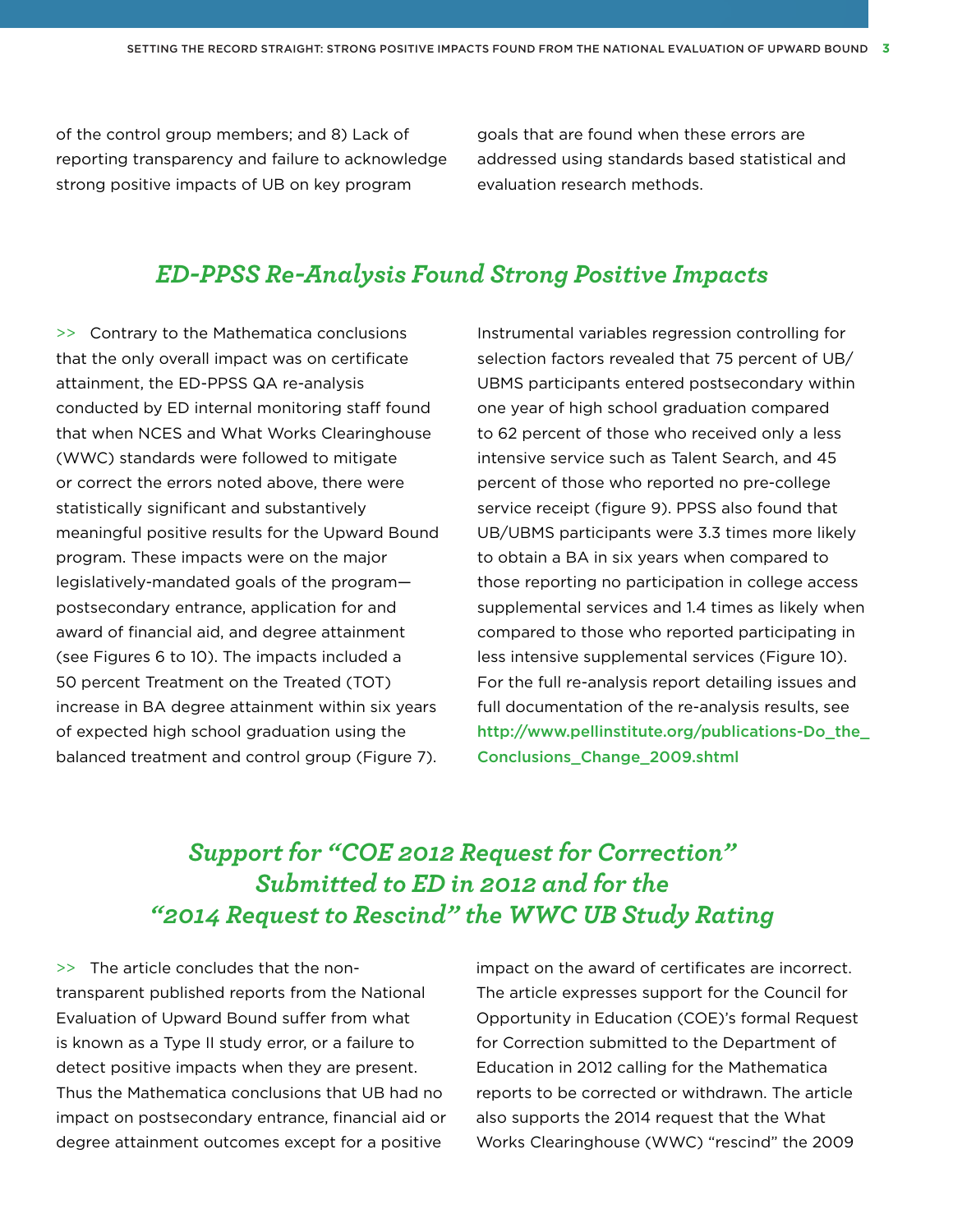of the control group members; and 8) Lack of reporting transparency and failure to acknowledge strong positive impacts of UB on key program goals that are found when these errors are addressed using standards based statistical and evaluation research methods.

## *ED-PPSS Re-Analysis Found Strong Positive Impacts*

>> Contrary to the Mathematica conclusions that the only overall impact was on certificate attainment, the ED-PPSS QA re-analysis conducted by ED internal monitoring staff found that when NCES and What Works Clearinghouse (WWC) standards were followed to mitigate or correct the errors noted above, there were statistically significant and substantively meaningful positive results for the Upward Bound program. These impacts were on the major legislatively-mandated goals of the program—postsecondary entrance, application for and award of financial aid, and degree attainment (see Figures 6 to 10). The impacts included a 50 percent Treatment on the Treated (TOT) increase in BA degree attainment within six years of expected high school graduation using the balanced treatment and control group (Figure 7). Instrumental variables regression controlling for selection factors revealed that 75 percent of UB/UBMS participants entered postsecondary within one year of high school graduation compared to 62 percent of those who received only a less intensive service such as Talent Search, and 45 percent of those who reported no pre-college service receipt (figure 9). PPSS also found that UB/UBMS participants were 3.3 times more likely to obtain a BA in six years when compared to those reporting no participation in college access supplemental services and 1.4 times as likely when compared to those who reported participating in less intensive supplemental services (Figure 10). For the full re-analysis report detailing issues and full documentation of the re-analysis results, see http://www.pellinstitute.org/publications-Do_the_Conclusions_Change_2009.shtml

## *Support for "COE 2012 Request for Correction" Submitted to ED in 2012 and for the "2014 Request to Rescind" the WWC UB Study Rating*

>> The article concludes that the non-transparent published reports from the National Evaluation of Upward Bound suffer from what is known as a Type II study error, or a failure to detect positive impacts when they are present. Thus the Mathematica conclusions that UB had no impact on postsecondary entrance, financial aid or degree attainment outcomes except for a positive impact on the award of certificates are incorrect. The article expresses support for the Council for Opportunity in Education (COE)'s formal Request for Correction submitted to the Department of Education in 2012 calling for the Mathematica reports to be corrected or withdrawn. The article also supports the 2014 request that the What Works Clearinghouse (WWC) "rescind" the 2009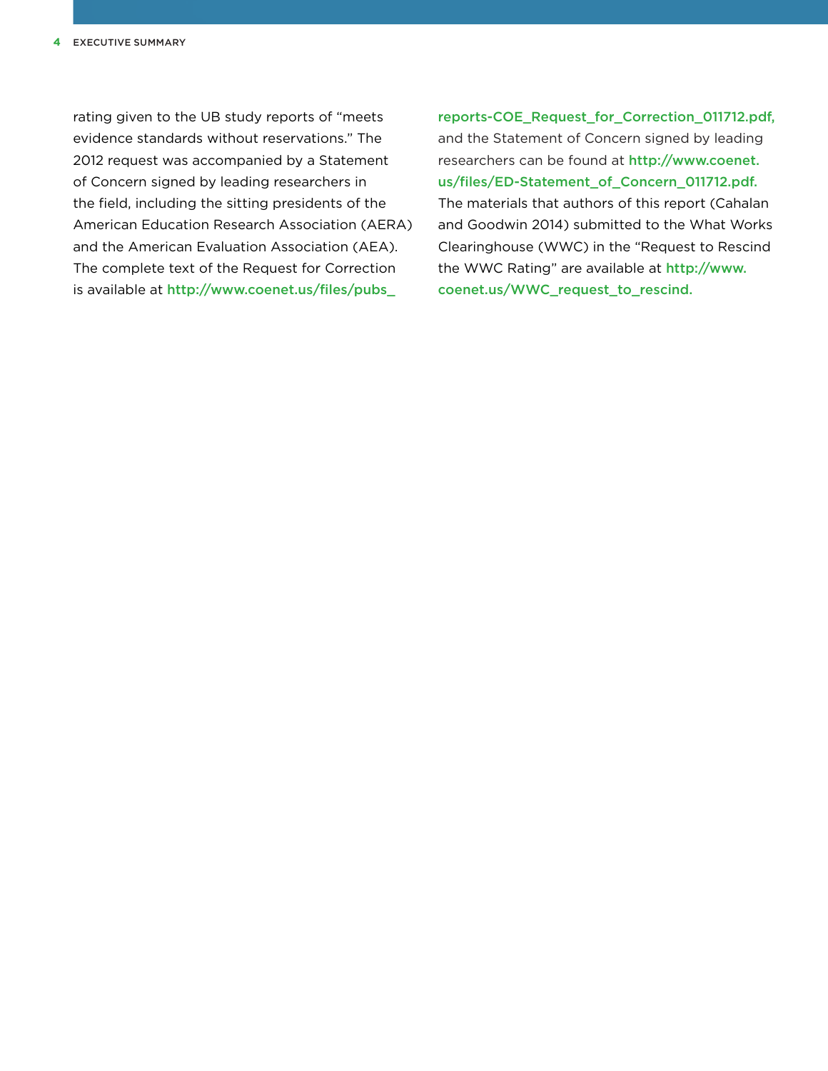rating given to the UB study reports of "meets evidence standards without reservations." The 2012 request was accompanied by a Statement of Concern signed by leading researchers in the field, including the sitting presidents of the American Education Research Association (AERA) and the American Evaluation Association (AEA). The complete text of the Request for Correction is available at **http://www.coenet.us/files/pubs_reports-COE_Request_for_Correction_011712.pdf,** and the Statement of Concern signed by leading researchers can be found at **http://www.coenet.us/files/ED-Statement_of_Concern_011712.pdf.** The materials that authors of this report (Cahalan and Goodwin 2014) submitted to the What Works Clearinghouse (WWC) in the "Request to Rescind the WWC Rating" are available at **http://www.coenet.us/WWC_request_to_rescind.**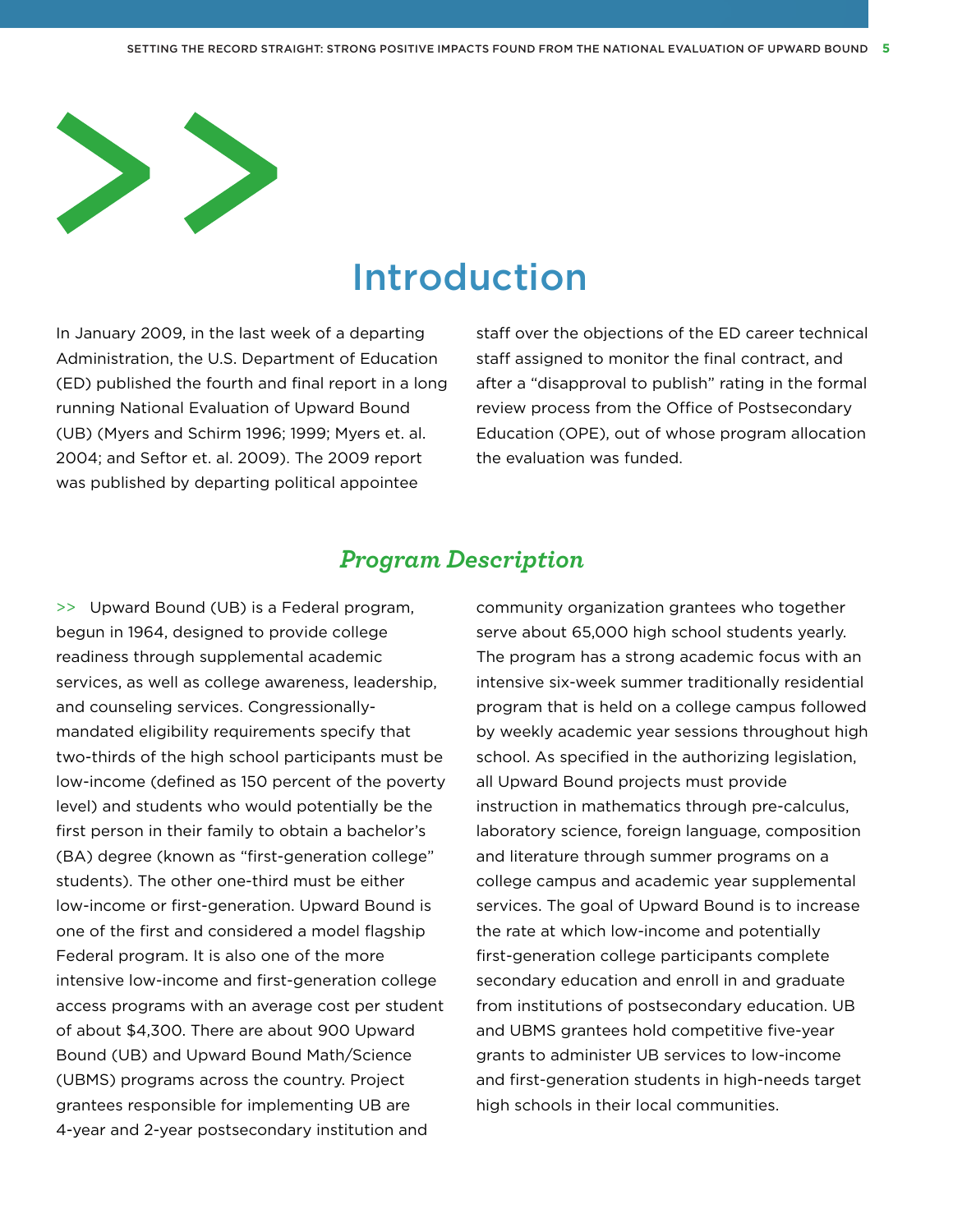# Introduction

In January 2009, in the last week of a departing Administration, the U.S. Department of Education (ED) published the fourth and final report in a long running National Evaluation of Upward Bound (UB) (Myers and Schirm 1996; 1999; Myers et. al. 2004; and Seftor et. al. 2009). The 2009 report was published by departing political appointee staff over the objections of the ED career technical staff assigned to monitor the final contract, and after a "disapproval to publish" rating in the formal review process from the Office of Postsecondary Education (OPE), out of whose program allocation the evaluation was funded.

## *Program Description*

>> Upward Bound (UB) is a Federal program, begun in 1964, designed to provide college readiness through supplemental academic services, as well as college awareness, leadership, and counseling services. Congressionally-mandated eligibility requirements specify that two-thirds of the high school participants must be low-income (defined as 150 percent of the poverty level) and students who would potentially be the first person in their family to obtain a bachelor's (BA) degree (known as "first-generation college" students). The other one-third must be either low-income or first-generation. Upward Bound is one of the first and considered a model flagship Federal program. It is also one of the more intensive low-income and first-generation college access programs with an average cost per student of about $4,300. There are about 900 Upward Bound (UB) and Upward Bound Math/Science (UBMS) programs across the country. Project grantees responsible for implementing UB are 4-year and 2-year postsecondary institution and community organization grantees who together serve about 65,000 high school students yearly. The program has a strong academic focus with an intensive six-week summer traditionally residential program that is held on a college campus followed by weekly academic year sessions throughout high school. As specified in the authorizing legislation, all Upward Bound projects must provide instruction in mathematics through pre-calculus, laboratory science, foreign language, composition and literature through summer programs on a college campus and academic year supplemental services. The goal of Upward Bound is to increase the rate at which low-income and potentially first-generation college participants complete secondary education and enroll in and graduate from institutions of postsecondary education. UB and UBMS grantees hold competitive five-year grants to administer UB services to low-income and first-generation students in high-needs target high schools in their local communities.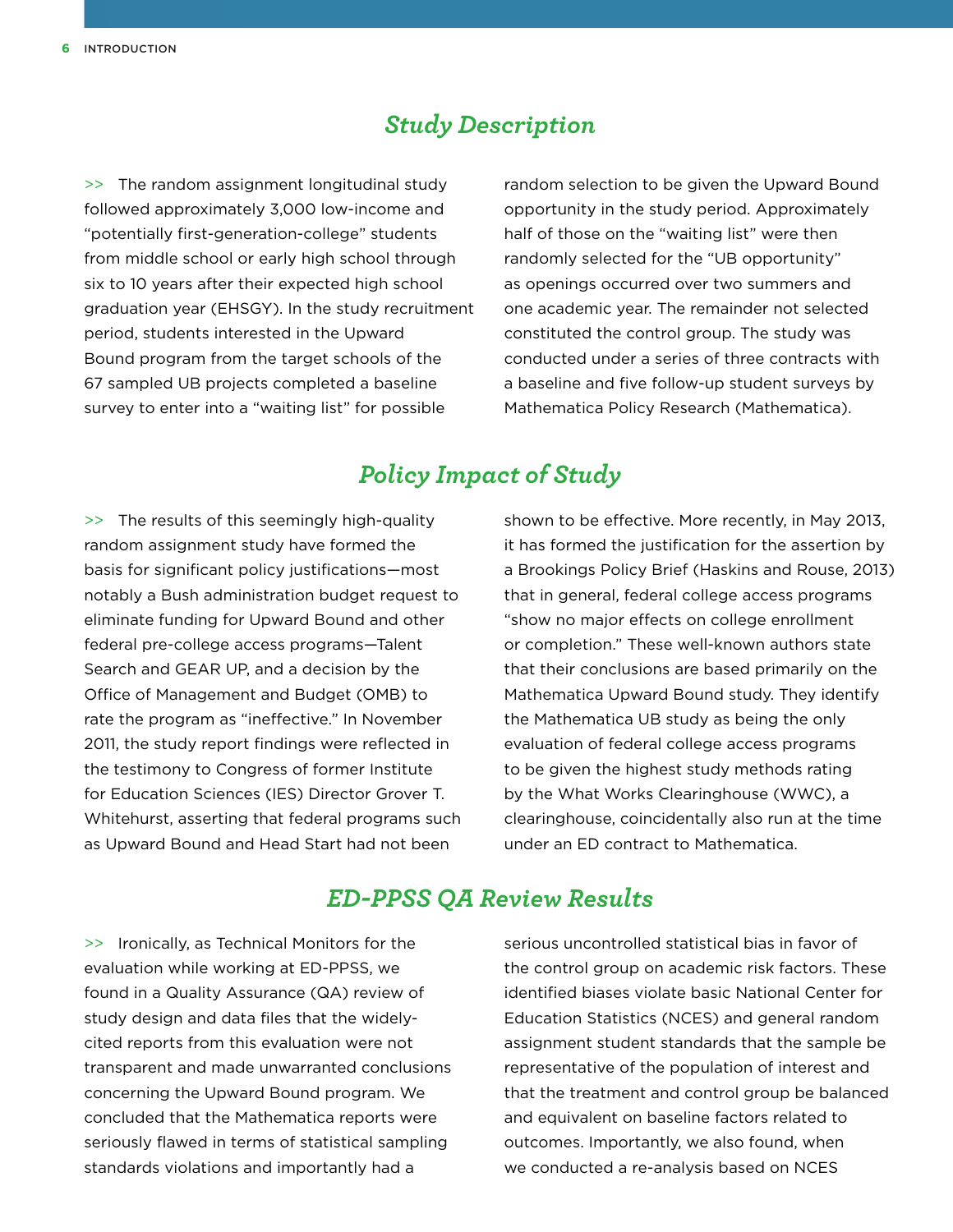## *Study Description*

>> The random assignment longitudinal study followed approximately 3,000 low-income and "potentially first-generation-college" students from middle school or early high school through six to 10 years after their expected high school graduation year (EHSGY). In the study recruitment period, students interested in the Upward Bound program from the target schools of the 67 sampled UB projects completed a baseline survey to enter into a "waiting list" for possible random selection to be given the Upward Bound opportunity in the study period. Approximately half of those on the "waiting list" were then randomly selected for the "UB opportunity" as openings occurred over two summers and one academic year. The remainder not selected constituted the control group. The study was conducted under a series of three contracts with a baseline and five follow-up student surveys by Mathematica Policy Research (Mathematica).

## *Policy Impact of Study*

>> The results of this seemingly high-quality random assignment study have formed the basis for significant policy justifications—most notably a Bush administration budget request to eliminate funding for Upward Bound and other federal pre-college access programs—Talent Search and GEAR UP, and a decision by the Office of Management and Budget (OMB) to rate the program as "ineffective." In November 2011, the study report findings were reflected in the testimony to Congress of former Institute for Education Sciences (IES) Director Grover T. Whitehurst, asserting that federal programs such as Upward Bound and Head Start had not been shown to be effective. More recently, in May 2013, it has formed the justification for the assertion by a Brookings Policy Brief (Haskins and Rouse, 2013) that in general, federal college access programs "show no major effects on college enrollment or completion." These well-known authors state that their conclusions are based primarily on the Mathematica Upward Bound study. They identify the Mathematica UB study as being the only evaluation of federal college access programs to be given the highest study methods rating by the What Works Clearinghouse (WWC), a clearinghouse, coincidentally also run at the time under an ED contract to Mathematica.

## *ED-PPSS QA Review Results*

>> Ironically, as Technical Monitors for the evaluation while working at ED-PPSS, we found in a Quality Assurance (QA) review of study design and data files that the widely-cited reports from this evaluation were not transparent and made unwarranted conclusions concerning the Upward Bound program. We concluded that the Mathematica reports were seriously flawed in terms of statistical sampling standards violations and importantly had a serious uncontrolled statistical bias in favor of the control group on academic risk factors. These identified biases violate basic National Center for Education Statistics (NCES) and general random assignment student standards that the sample be representative of the population of interest and that the treatment and control group be balanced and equivalent on baseline factors related to outcomes. Importantly, we also found, when we conducted a re-analysis based on NCES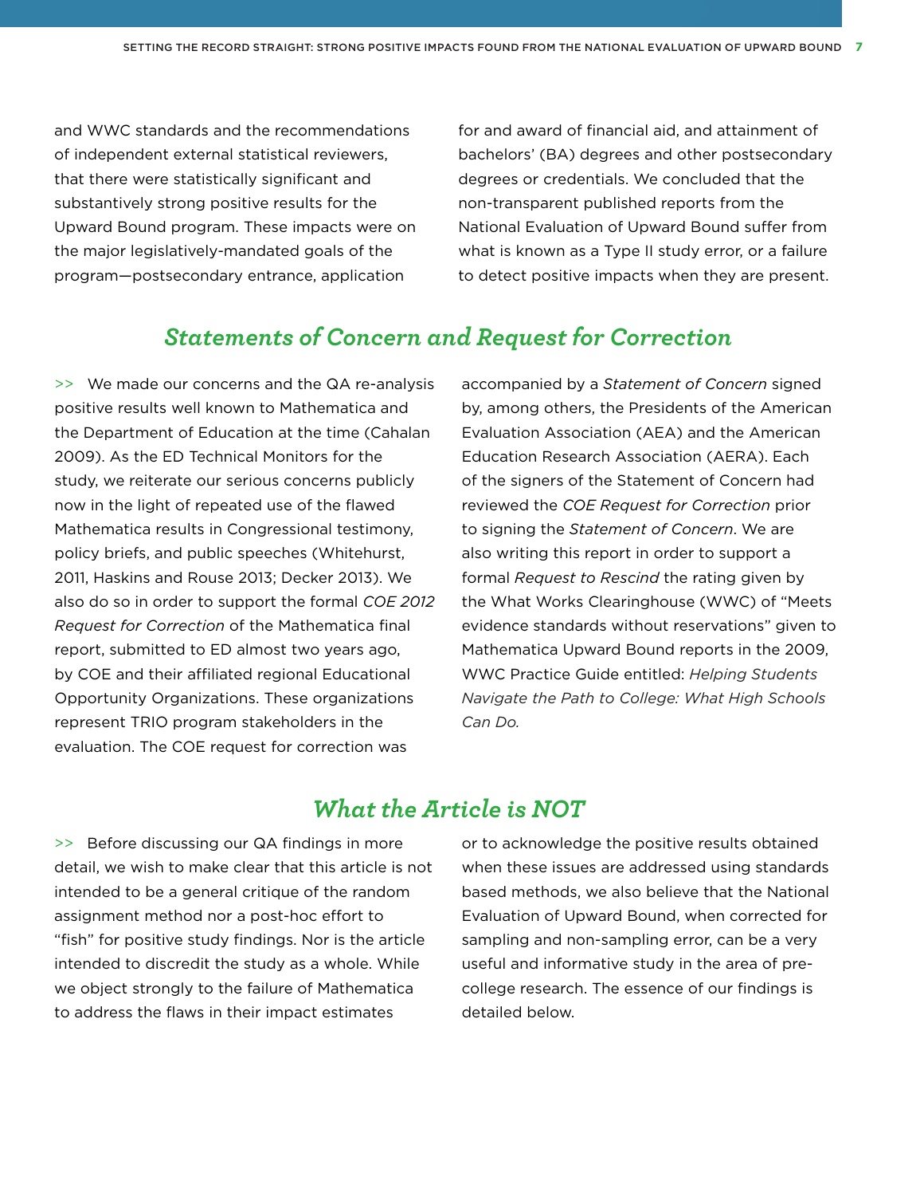and WWC standards and the recommendations of independent external statistical reviewers, that there were statistically significant and substantively strong positive results for the Upward Bound program. These impacts were on the major legislatively-mandated goals of the program—postsecondary entrance, application for and award of financial aid, and attainment of bachelors' (BA) degrees and other postsecondary degrees or credentials. We concluded that the non-transparent published reports from the National Evaluation of Upward Bound suffer from what is known as a Type II study error, or a failure to detect positive impacts when they are present.

## *Statements of Concern and Request for Correction*

>> We made our concerns and the QA re-analysis positive results well known to Mathematica and the Department of Education at the time (Cahalan 2009). As the ED Technical Monitors for the study, we reiterate our serious concerns publicly now in the light of repeated use of the flawed Mathematica results in Congressional testimony, policy briefs, and public speeches (Whitehurst, 2011, Haskins and Rouse 2013; Decker 2013). We also do so in order to support the formal *COE 2012 Request for Correction* of the Mathematica final report, submitted to ED almost two years ago, by COE and their affiliated regional Educational Opportunity Organizations. These organizations represent TRIO program stakeholders in the evaluation. The COE request for correction was accompanied by a *Statement of Concern* signed by, among others, the Presidents of the American Evaluation Association (AEA) and the American Education Research Association (AERA). Each of the signers of the Statement of Concern had reviewed the *COE Request for Correction* prior to signing the *Statement of Concern*. We are also writing this report in order to support a formal *Request to Rescind* the rating given by the What Works Clearinghouse (WWC) of "Meets evidence standards without reservations" given to Mathematica Upward Bound reports in the 2009, WWC Practice Guide entitled: *Helping Students Navigate the Path to College: What High Schools Can Do.*

## *What the Article is NOT*

>> Before discussing our QA findings in more detail, we wish to make clear that this article is not intended to be a general critique of the random assignment method nor a post-hoc effort to "fish" for positive study findings. Nor is the article intended to discredit the study as a whole. While we object strongly to the failure of Mathematica to address the flaws in their impact estimates or to acknowledge the positive results obtained when these issues are addressed using standards based methods, we also believe that the National Evaluation of Upward Bound, when corrected for sampling and non-sampling error, can be a very useful and informative study in the area of pre-college research. The essence of our findings is detailed below.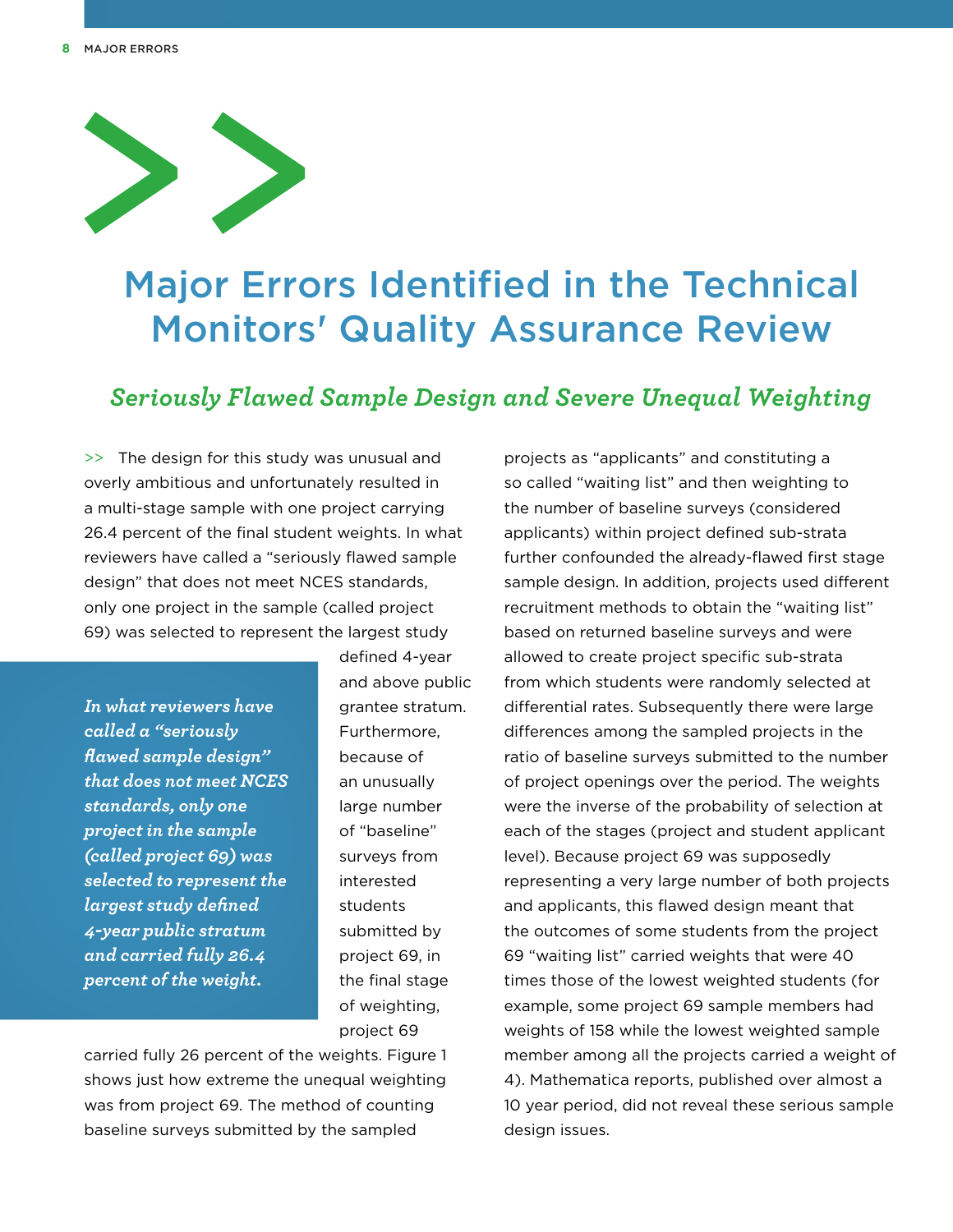# Major Errors Identified in the Technical Monitors' Quality Assurance Review

## *Seriously Flawed Sample Design and Severe Unequal Weighting*

>> The design for this study was unusual and overly ambitious and unfortunately resulted in a multi-stage sample with one project carrying 26.4 percent of the final student weights. In what reviewers have called a "seriously flawed sample design" that does not meet NCES standards, only one project in the sample (called project 69) was selected to represent the largest study defined 4-year and above public grantee stratum. Furthermore, because of an unusually large number of "baseline" surveys from interested students submitted by project 69, in the final stage of weighting, project 69 carried fully 26 percent of the weights. Figure 1 shows just how extreme the unequal weighting was from project 69. The method of counting baseline surveys submitted by the sampled projects as "applicants" and constituting a so called "waiting list" and then weighting to the number of baseline surveys (considered applicants) within project defined sub-strata further confounded the already-flawed first stage sample design. In addition, projects used different recruitment methods to obtain the "waiting list" based on returned baseline surveys and were allowed to create project specific sub-strata from which students were randomly selected at differential rates. Subsequently there were large differences among the sampled projects in the ratio of baseline surveys submitted to the number of project openings over the period. The weights were the inverse of the probability of selection at each of the stages (project and student applicant level). Because project 69 was supposedly representing a very large number of both projects and applicants, this flawed design meant that the outcomes of some students from the project 69 "waiting list" carried weights that were 40 times those of the lowest weighted students (for example, some project 69 sample members had weights of 158 while the lowest weighted sample member among all the projects carried a weight of 4). Mathematica reports, published over almost a 10 year period, did not reveal these serious sample design issues.

*In what reviewers have called a "seriously flawed sample design" that does not meet NCES standards, only one project in the sample (called project 69) was selected to represent the largest study defined 4-year public stratum and carried fully 26.4 percent of the weight.*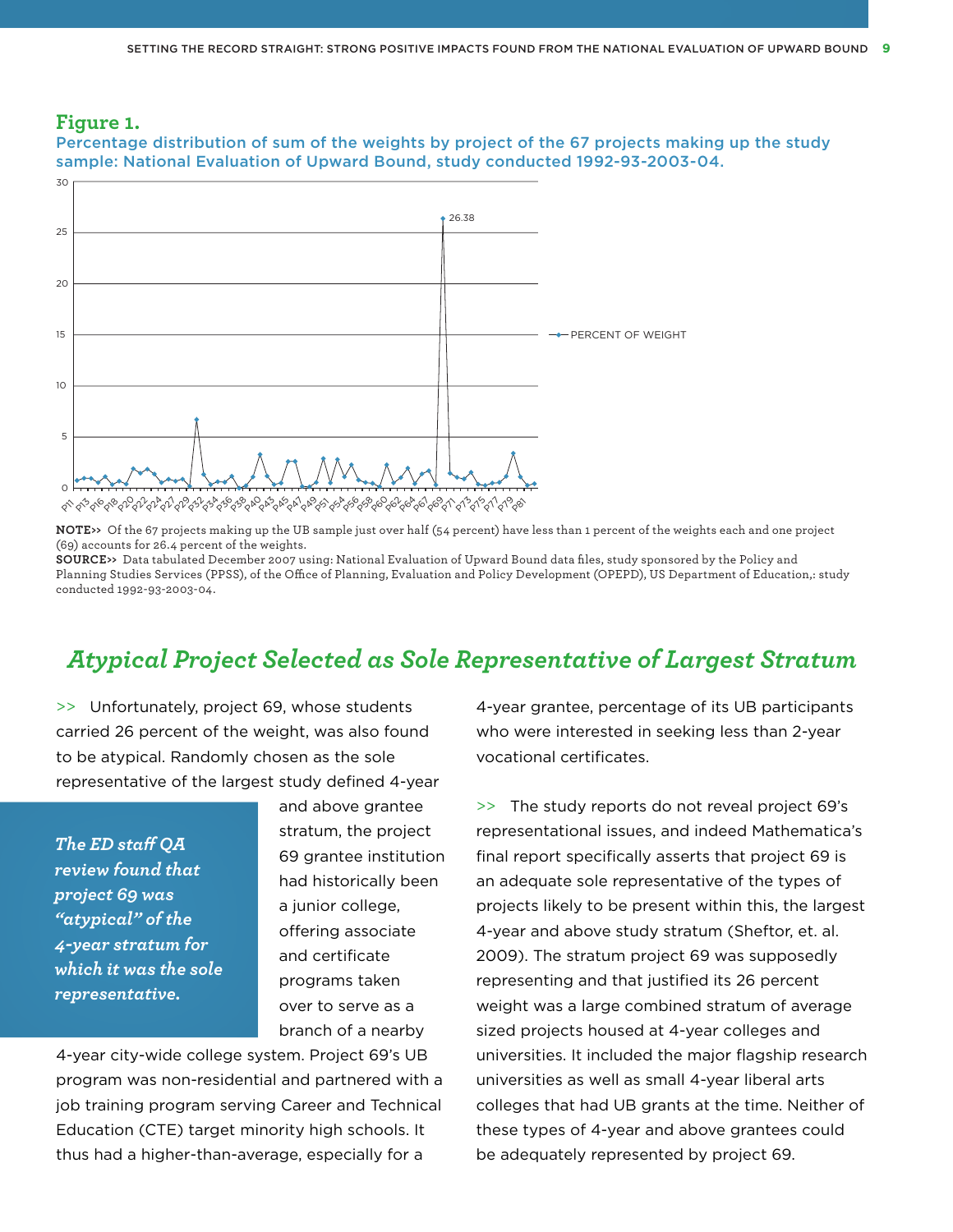**Figure 1.**

Percentage distribution of sum of the weights by project of the 67 projects making up the study sample: National Evaluation of Upward Bound, study conducted 1992-93-2003-04.

30
25
20
15
10
5
0

26.38

PERCENT OF WEIGHT

P11 P13 P16 P18 P20 P22 P24 P27 P29 P32 P34 P36 P38 P40 P43 P45 P47 P49 P51 P54 P56 P58 P60 P62 P64 P67 P69 P71 P73 P75 P77 P79 P81

**NOTE>>** Of the 67 projects making up the UB sample just over half (54 percent) have less than 1 percent of the weights each and one project (69) accounts for 26.4 percent of the weights.

**SOURCE>>** Data tabulated December 2007 using: National Evaluation of Upward Bound data files, study sponsored by the Policy and Planning Studies Services (PPSS), of the Office of Planning, Evaluation and Policy Development (OPEPD), US Department of Education,: study conducted 1992-93-2003-04.

## *Atypical Project Selected as Sole Representative of Largest Stratum*

>> Unfortunately, project 69, whose students carried 26 percent of the weight, was also found to be atypical. Randomly chosen as the sole representative of the largest study defined 4-year and above grantee stratum, the project 69 grantee institution had historically been a junior college, offering associate and certificate programs taken over to serve as a branch of a nearby 4-year city-wide college system. Project 69's UB program was non-residential and partnered with a job training program serving Career and Technical Education (CTE) target minority high schools. It thus had a higher-than-average, especially for a 4-year grantee, percentage of its UB participants who were interested in seeking less than 2-year vocational certificates.

> ***The ED staff QA review found that project 69 was "atypical" of the 4-year stratum for which it was the sole representative.***

>> The study reports do not reveal project 69's representational issues, and indeed Mathematica's final report specifically asserts that project 69 is an adequate sole representative of the types of projects likely to be present within this, the largest 4-year and above study stratum (Sheftor, et. al. 2009). The stratum project 69 was supposedly representing and that justified its 26 percent weight was a large combined stratum of average sized projects housed at 4-year colleges and universities. It included the major flagship research universities as well as small 4-year liberal arts colleges that had UB grants at the time. Neither of these types of 4-year and above grantees could be adequately represented by project 69.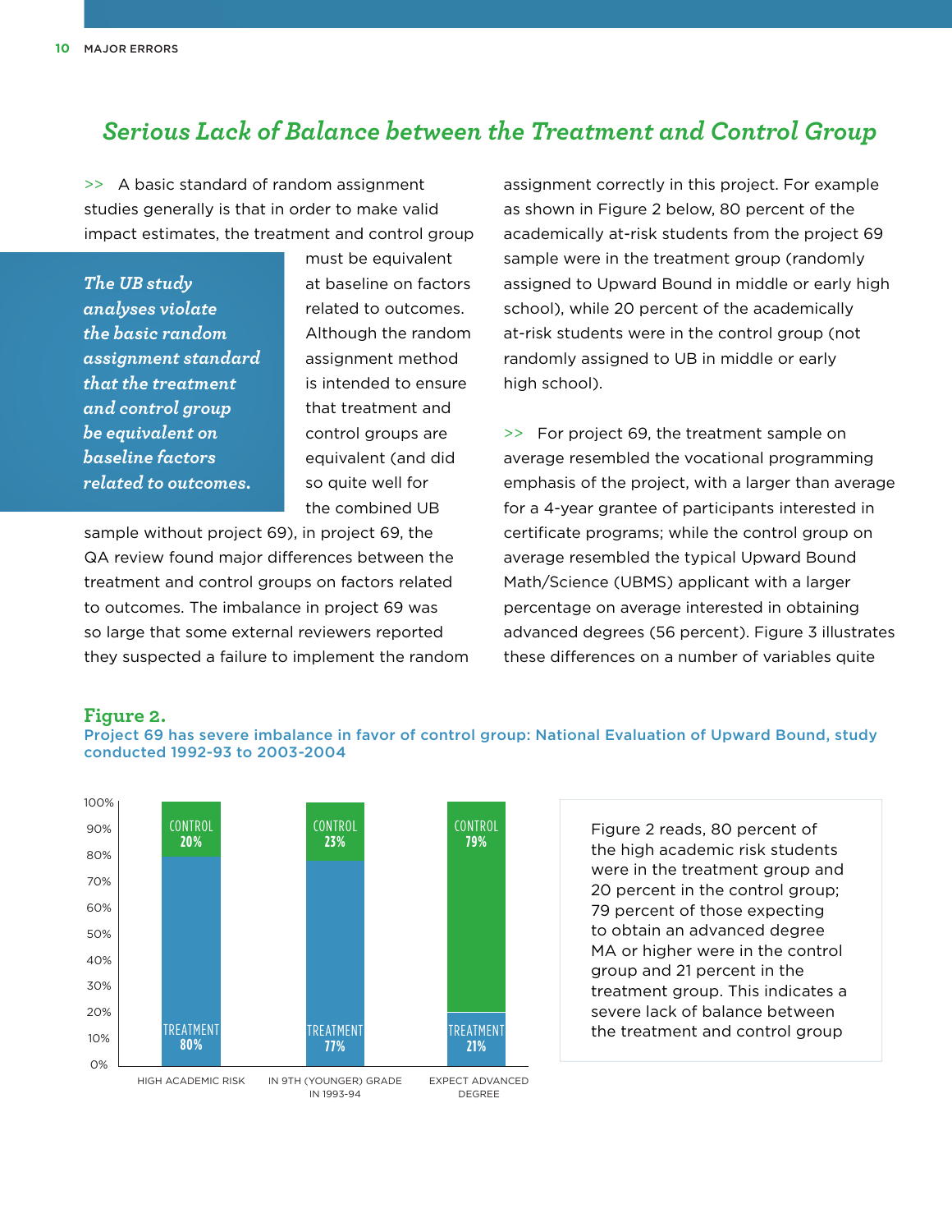## Serious Lack of Balance between the Treatment and Control Group

>> A basic standard of random assignment studies generally is that in order to make valid impact estimates, the treatment and control group must be equivalent at baseline on factors related to outcomes. Although the random assignment method is intended to ensure that treatment and control groups are equivalent (and did so quite well for the combined UB sample without project 69), in project 69, the QA review found major differences between the treatment and control groups on factors related to outcomes. The imbalance in project 69 was so large that some external reviewers reported they suspected a failure to implement the random assignment correctly in this project. For example as shown in Figure 2 below, 80 percent of the academically at-risk students from the project 69 sample were in the treatment group (randomly assigned to Upward Bound in middle or early high school), while 20 percent of the academically at-risk students were in the control group (not randomly assigned to UB in middle or early high school).

*The UB study analyses violate the basic random assignment standard that the treatment and control group be equivalent on baseline factors related to outcomes.*

>> For project 69, the treatment sample on average resembled the vocational programming emphasis of the project, with a larger than average for a 4-year grantee of participants interested in certificate programs; while the control group on average resembled the typical Upward Bound Math/Science (UBMS) applicant with a larger percentage on average interested in obtaining advanced degrees (56 percent). Figure 3 illustrates these differences on a number of variables quite

**Figure 2.**
**Project 69 has severe imbalance in favor of control group: National Evaluation of Upward Bound, study conducted 1992-93 to 2003-2004**

100%
90%
80%
70%
60%
50%
40%
30%
20%
10%
0%

CONTROL 20%
TREATMENT 80%
HIGH ACADEMIC RISK

CONTROL 23%
TREATMENT 77%
IN 9TH (YOUNGER) GRADE IN 1993-94

CONTROL 79%
TREATMENT 21%
EXPECT ADVANCED DEGREE

Figure 2 reads, 80 percent of the high academic risk students were in the treatment group and 20 percent in the control group; 79 percent of those expecting to obtain an advanced degree MA or higher were in the control group and 21 percent in the treatment group. This indicates a severe lack of balance between the treatment and control group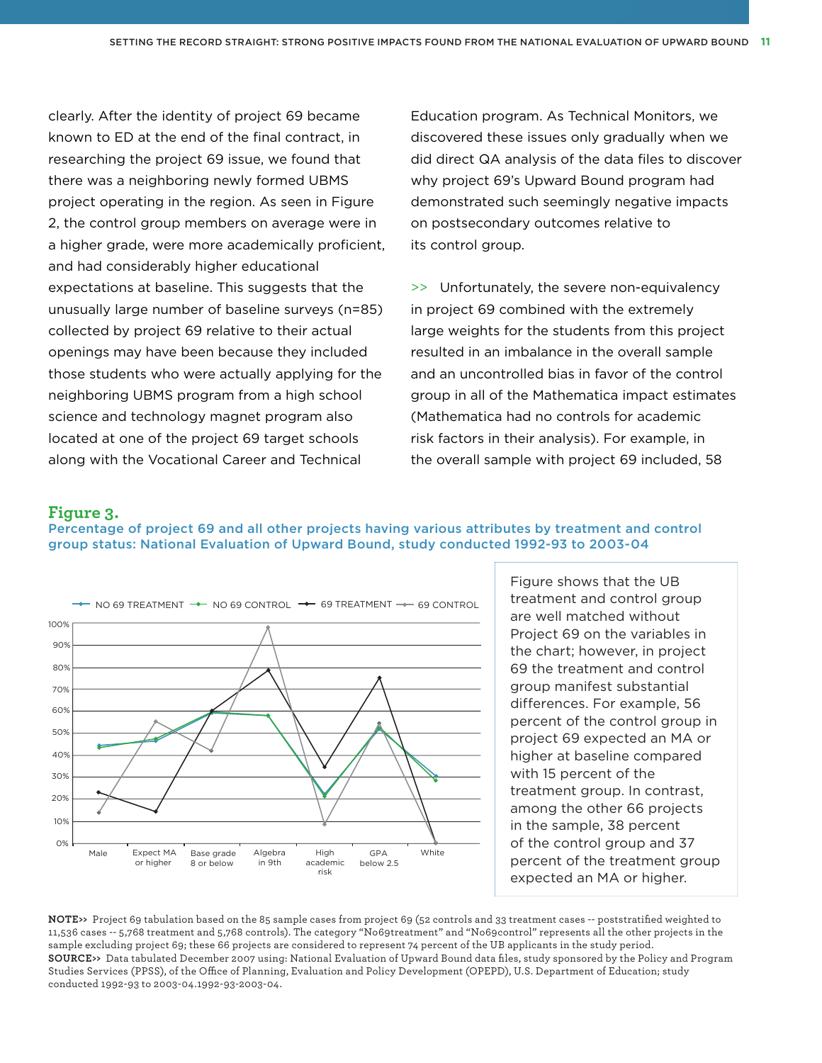clearly. After the identity of project 69 became known to ED at the end of the final contract, in researching the project 69 issue, we found that there was a neighboring newly formed UBMS project operating in the region. As seen in Figure 2, the control group members on average were in a higher grade, were more academically proficient, and had considerably higher educational expectations at baseline. This suggests that the unusually large number of baseline surveys (n=85) collected by project 69 relative to their actual openings may have been because they included those students who were actually applying for the neighboring UBMS program from a high school science and technology magnet program also located at one of the project 69 target schools along with the Vocational Career and Technical Education program. As Technical Monitors, we discovered these issues only gradually when we did direct QA analysis of the data files to discover why project 69's Upward Bound program had demonstrated such seemingly negative impacts on postsecondary outcomes relative to its control group.

>> Unfortunately, the severe non-equivalency in project 69 combined with the extremely large weights for the students from this project resulted in an imbalance in the overall sample and an uncontrolled bias in favor of the control group in all of the Mathematica impact estimates (Mathematica had no controls for academic risk factors in their analysis). For example, in the overall sample with project 69 included, 58

## Figure 3.

**Percentage of project 69 and all other projects having various attributes by treatment and control group status: National Evaluation of Upward Bound, study conducted 1992-93 to 2003-04**

NO 69 TREATMENT
NO 69 CONTROL
69 TREATMENT
69 CONTROL

100%
90%
80%
70%
60%
50%
40%
30%
20%
10%
0%

Male
Expect MA or higher
Base grade 8 or below
Algebra in 9th
High academic risk
GPA below 2.5
White

Figure shows that the UB treatment and control group are well matched without Project 69 on the variables in the chart; however, in project 69 the treatment and control group manifest substantial differences. For example, 56 percent of the control group in project 69 expected an MA or higher at baseline compared with 15 percent of the treatment group. In contrast, among the other 66 projects in the sample, 38 percent of the control group and 37 percent of the treatment group expected an MA or higher.

**NOTE>>** Project 69 tabulation based on the 85 sample cases from project 69 (52 controls and 33 treatment cases -- poststratified weighted to 11,536 cases -- 5,768 treatment and 5,768 controls). The category "No69treatment" and "No69control" represents all the other projects in the sample excluding project 69; these 66 projects are considered to represent 74 percent of the UB applicants in the study period.
**SOURCE>>** Data tabulated December 2007 using: National Evaluation of Upward Bound data files, study sponsored by the Policy and Program Studies Services (PPSS), of the Office of Planning, Evaluation and Policy Development (OPEPD), U.S. Department of Education; study conducted 1992-93 to 2003-04.1992-93-2003-04.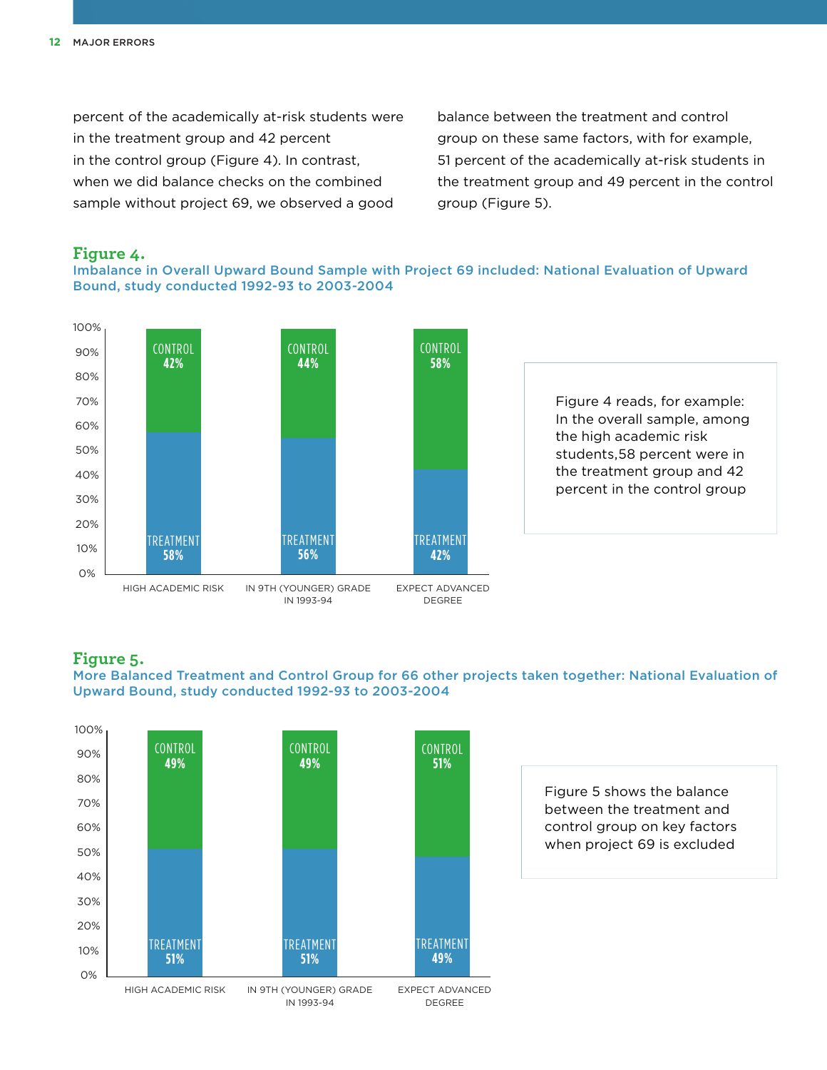percent of the academically at-risk students were in the treatment group and 42 percent in the control group (Figure 4). In contrast, when we did balance checks on the combined sample without project 69, we observed a good balance between the treatment and control group on these same factors, with for example, 51 percent of the academically at-risk students in the treatment group and 49 percent in the control group (Figure 5).

### Figure 4.

**Imbalance in Overall Upward Bound Sample with Project 69 included: National Evaluation of Upward Bound, study conducted 1992-93 to 2003-2004**

100%
90%
80%
70%
60%
50%
40%
30%
20%
10%
0%

CONTROL 42%
TREATMENT 58%
HIGH ACADEMIC RISK

CONTROL 44%
TREATMENT 56%
IN 9TH (YOUNGER) GRADE IN 1993-94

CONTROL 58%
TREATMENT 42%
EXPECT ADVANCED DEGREE

Figure 4 reads, for example: In the overall sample, among the high academic risk students,58 percent were in the treatment group and 42 percent in the control group

### Figure 5.

**More Balanced Treatment and Control Group for 66 other projects taken together: National Evaluation of Upward Bound, study conducted 1992-93 to 2003-2004**

100%
90%
80%
70%
60%
50%
40%
30%
20%
10%
0%

CONTROL 49%
TREATMENT 51%
HIGH ACADEMIC RISK

CONTROL 49%
TREATMENT 51%
IN 9TH (YOUNGER) GRADE IN 1993-94

CONTROL 51%
TREATMENT 49%
EXPECT ADVANCED DEGREE

Figure 5 shows the balance between the treatment and control group on key factors when project 69 is excluded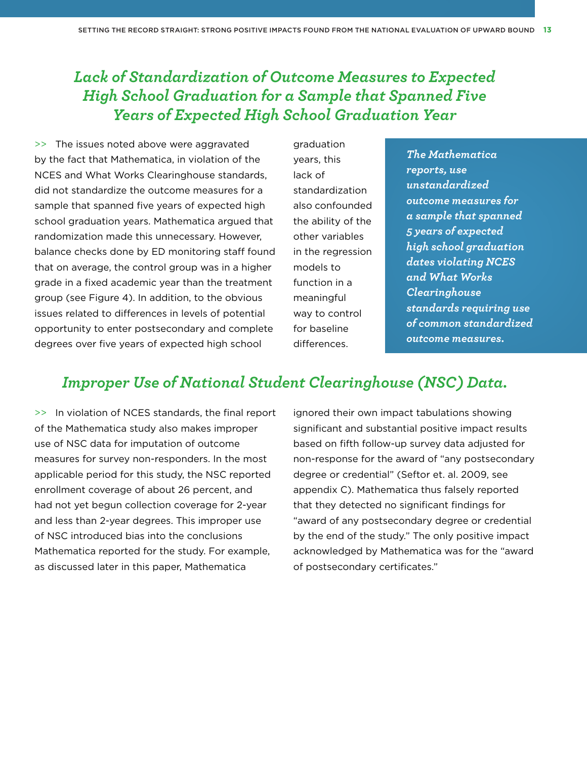## *Lack of Standardization of Outcome Measures to Expected High School Graduation for a Sample that Spanned Five Years of Expected High School Graduation Year*

>> The issues noted above were aggravated by the fact that Mathematica, in violation of the NCES and What Works Clearinghouse standards, did not standardize the outcome measures for a sample that spanned five years of expected high school graduation years. Mathematica argued that randomization made this unnecessary. However, balance checks done by ED monitoring staff found that on average, the control group was in a higher grade in a fixed academic year than the treatment group (see Figure 4). In addition, to the obvious issues related to differences in levels of potential opportunity to enter postsecondary and complete degrees over five years of expected high school graduation years, this lack of standardization also confounded the ability of the other variables in the regression models to function in a meaningful way to control for baseline differences.

> ***The Mathematica reports, use unstandardized outcome measures for a sample that spanned 5 years of expected high school graduation dates violating NCES and What Works Clearinghouse standards requiring use of common standardized outcome measures.***

## *Improper Use of National Student Clearinghouse (NSC) Data.*

>> In violation of NCES standards, the final report of the Mathematica study also makes improper use of NSC data for imputation of outcome measures for survey non-responders. In the most applicable period for this study, the NSC reported enrollment coverage of about 26 percent, and had not yet begun collection coverage for 2-year and less than 2-year degrees. This improper use of NSC introduced bias into the conclusions Mathematica reported for the study. For example, as discussed later in this paper, Mathematica ignored their own impact tabulations showing significant and substantial positive impact results based on fifth follow-up survey data adjusted for non-response for the award of "any postsecondary degree or credential" (Seftor et. al. 2009, see appendix C). Mathematica thus falsely reported that they detected no significant findings for "award of any postsecondary degree or credential by the end of the study." The only positive impact acknowledged by Mathematica was for the "award of postsecondary certificates."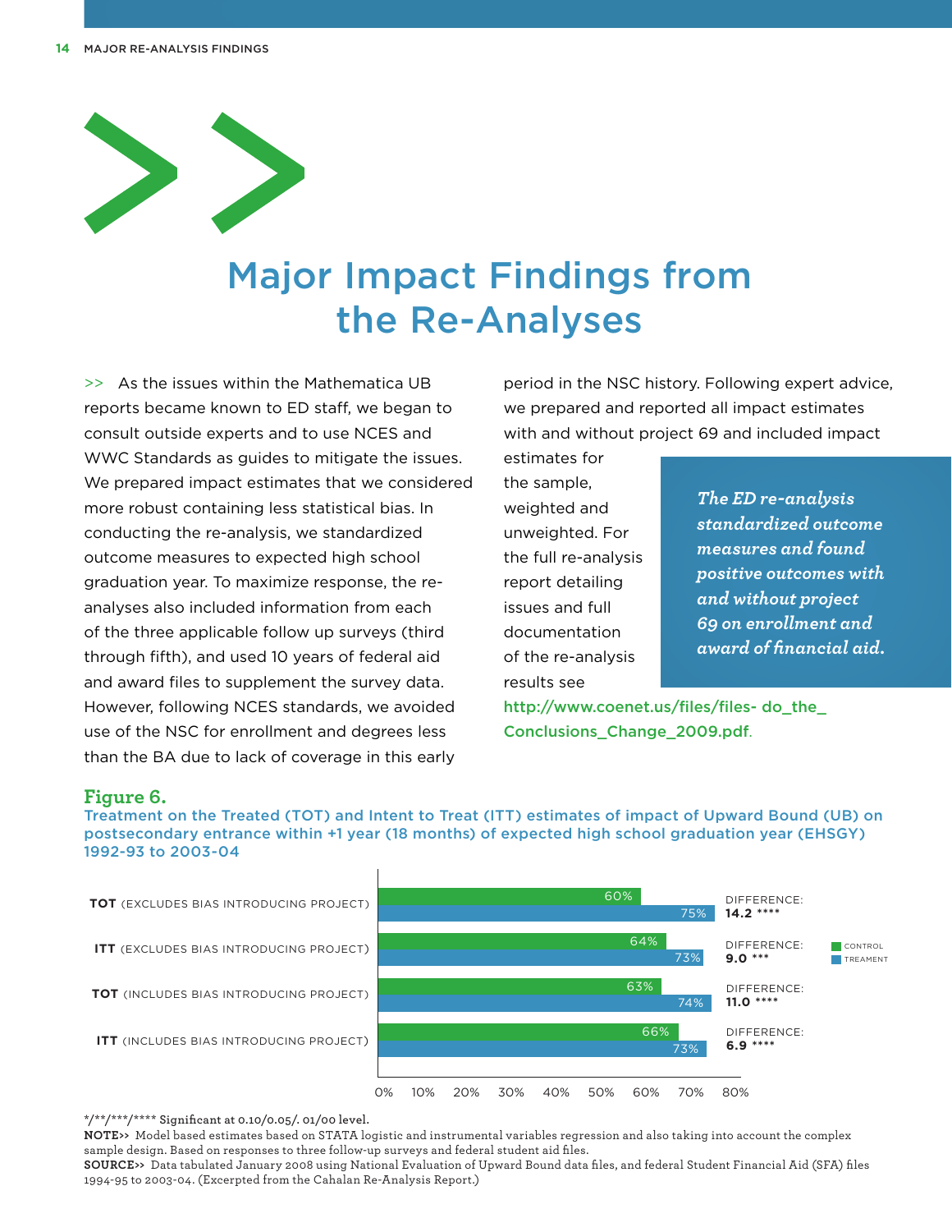# Major Impact Findings from the Re-Analyses

>> As the issues within the Mathematica UB reports became known to ED staff, we began to consult outside experts and to use NCES and WWC Standards as guides to mitigate the issues. We prepared impact estimates that we considered more robust containing less statistical bias. In conducting the re-analysis, we standardized outcome measures to expected high school graduation year. To maximize response, the re-analyses also included information from each of the three applicable follow up surveys (third through fifth), and used 10 years of federal aid and award files to supplement the survey data. However, following NCES standards, we avoided use of the NSC for enrollment and degrees less than the BA due to lack of coverage in this early period in the NSC history. Following expert advice, we prepared and reported all impact estimates with and without project 69 and included impact estimates for the sample, weighted and unweighted. For the full re-analysis report detailing issues and full documentation of the re-analysis results see http://www.coenet.us/files/files- do_the_Conclusions_Change_2009.pdf.

> *The ED re-analysis standardized outcome measures and found positive outcomes with and without project 69 on enrollment and award of financial aid.*

**Figure 6.**

Treatment on the Treated (TOT) and Intent to Treat (ITT) estimates of impact of Upward Bound (UB) on postsecondary entrance within +1 year (18 months) of expected high school graduation year (EHSGY) 1992-93 to 2003-04

**TOT** (EXCLUDES BIAS INTRODUCING PROJECT)
60%
75%
DIFFERENCE: **14.2 \*\*\*\***

**ITT** (EXCLUDES BIAS INTRODUCING PROJECT)
64%
73%
DIFFERENCE: **9.0 \*\*\***

**TOT** (INCLUDES BIAS INTRODUCING PROJECT)
63%
74%
DIFFERENCE: **11.0 \*\*\*\***

**ITT** (INCLUDES BIAS INTRODUCING PROJECT)
66%
73%
DIFFERENCE: **6.9 \*\*\*\***

CONTROL
TREAMENT

0% 10% 20% 30% 40% 50% 60% 70% 80%

*/**/***/**** Significant at 0.10/0.05/. 01/00 level.

**NOTE>>** Model based estimates based on STATA logistic and instrumental variables regression and also taking into account the complex sample design. Based on responses to three follow-up surveys and federal student aid files.

**SOURCE>>** Data tabulated January 2008 using National Evaluation of Upward Bound data files, and federal Student Financial Aid (SFA) files 1994-95 to 2003-04. (Excerpted from the Cahalan Re-Analysis Report.)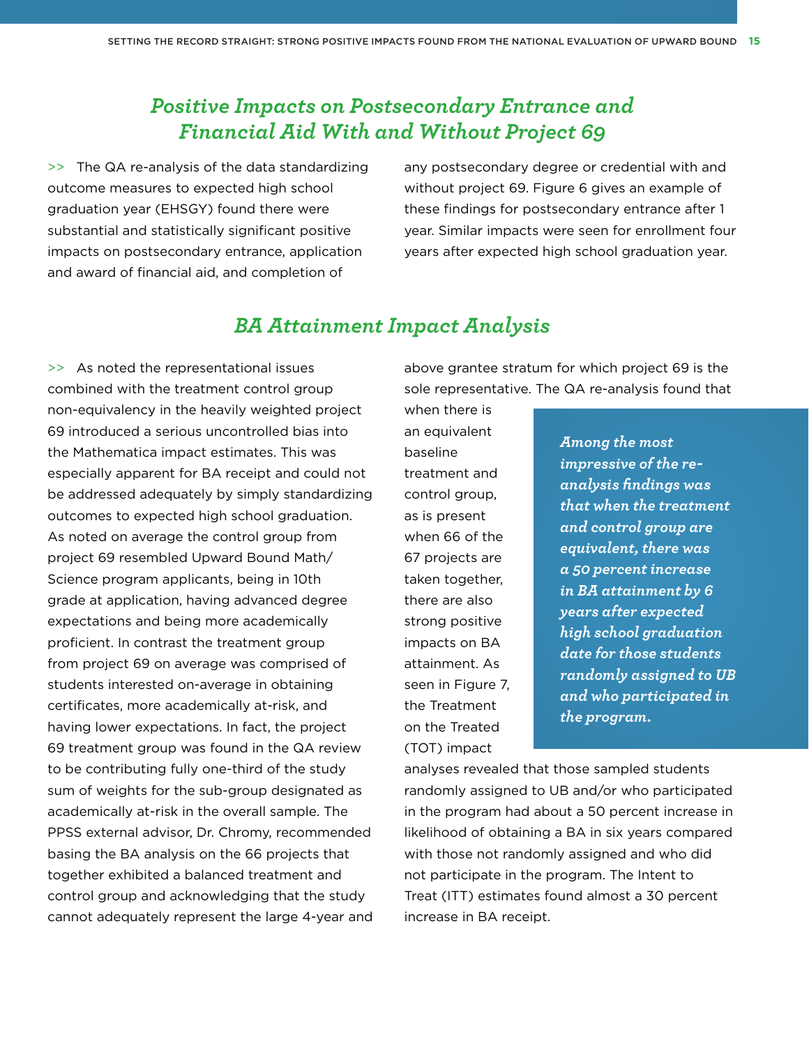## *Positive Impacts on Postsecondary Entrance and Financial Aid With and Without Project 69*

>> The QA re-analysis of the data standardizing outcome measures to expected high school graduation year (EHSGY) found there were substantial and statistically significant positive impacts on postsecondary entrance, application and award of financial aid, and completion of any postsecondary degree or credential with and without project 69. Figure 6 gives an example of these findings for postsecondary entrance after 1 year. Similar impacts were seen for enrollment four years after expected high school graduation year.

## *BA Attainment Impact Analysis*

>> As noted the representational issues combined with the treatment control group non-equivalency in the heavily weighted project 69 introduced a serious uncontrolled bias into the Mathematica impact estimates. This was especially apparent for BA receipt and could not be addressed adequately by simply standardizing outcomes to expected high school graduation. As noted on average the control group from project 69 resembled Upward Bound Math/Science program applicants, being in 10th grade at application, having advanced degree expectations and being more academically proficient. In contrast the treatment group from project 69 on average was comprised of students interested on-average in obtaining certificates, more academically at-risk, and having lower expectations. In fact, the project 69 treatment group was found in the QA review to be contributing fully one-third of the study sum of weights for the sub-group designated as academically at-risk in the overall sample. The PPSS external advisor, Dr. Chromy, recommended basing the BA analysis on the 66 projects that together exhibited a balanced treatment and control group and acknowledging that the study cannot adequately represent the large 4-year and above grantee stratum for which project 69 is the sole representative. The QA re-analysis found that when there is an equivalent baseline treatment and control group, as is present when 66 of the 67 projects are taken together, there are also strong positive impacts on BA attainment. As seen in Figure 7, the Treatment on the Treated (TOT) impact analyses revealed that those sampled students randomly assigned to UB and/or who participated in the program had about a 50 percent increase in likelihood of obtaining a BA in six years compared with those not randomly assigned and who did not participate in the program. The Intent to Treat (ITT) estimates found almost a 30 percent increase in BA receipt.

***Among the most impressive of the re-analysis findings was that when the treatment and control group are equivalent, there was a 50 percent increase in BA attainment by 6 years after expected high school graduation date for those students randomly assigned to UB and who participated in the program.***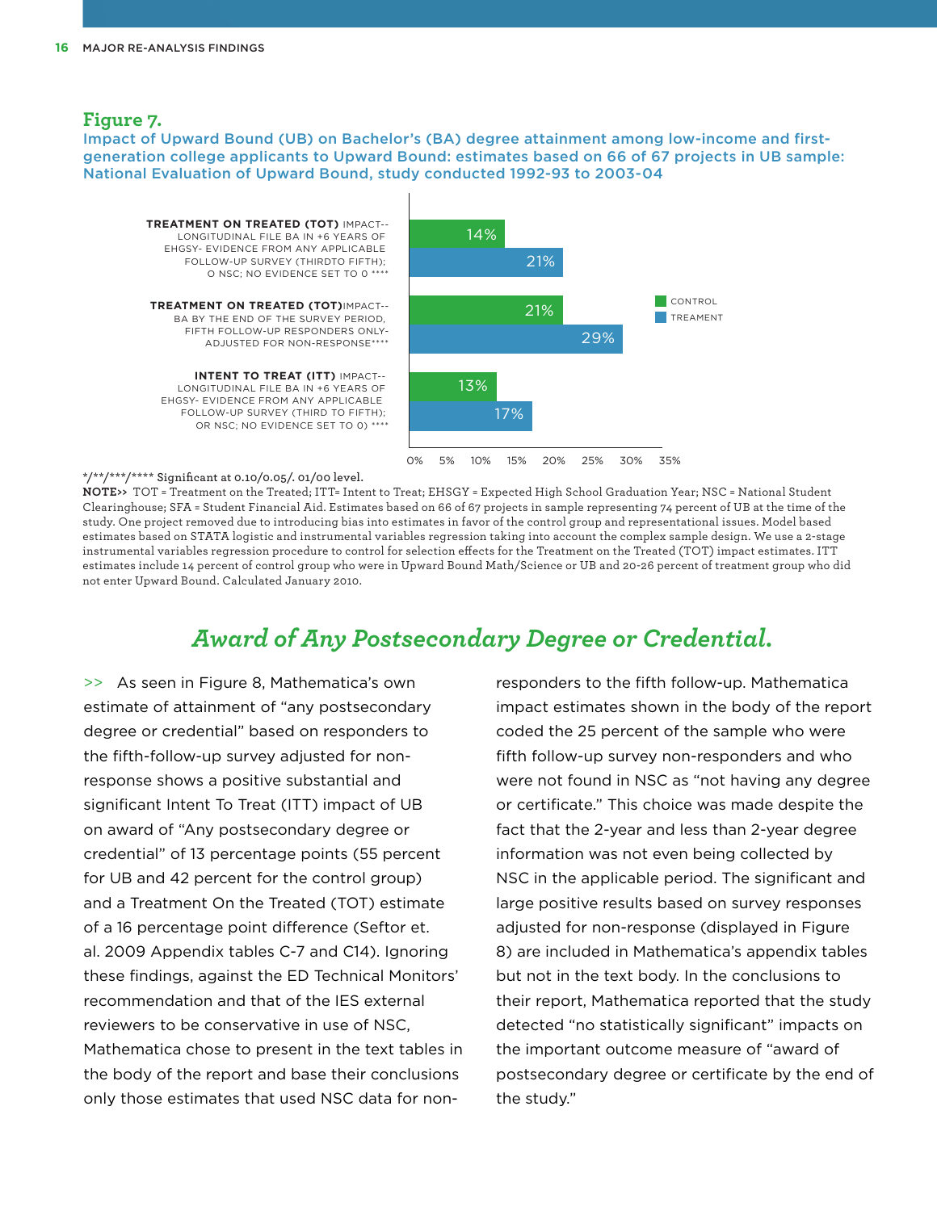**Figure 7.**

Impact of Upward Bound (UB) on Bachelor's (BA) degree attainment among low-income and first-generation college applicants to Upward Bound: estimates based on 66 of 67 projects in UB sample: National Evaluation of Upward Bound, study conducted 1992-93 to 2003-04

**TREATMENT ON TREATED (TOT)** IMPACT-- LONGITUDINAL FILE BA IN +6 YEARS OF EHGSY- EVIDENCE FROM ANY APPLICABLE FOLLOW-UP SURVEY (THIRDTO FIFTH); O NSC; NO EVIDENCE SET TO 0 ****

14%
21%

**TREATMENT ON TREATED (TOT)**IMPACT-- BA BY THE END OF THE SURVEY PERIOD, FIFTH FOLLOW-UP RESPONDERS ONLY- ADJUSTED FOR NON-RESPONSE****

21%
29%

**INTENT TO TREAT (ITT)** IMPACT-- LONGITUDINAL FILE BA IN +6 YEARS OF EHGSY- EVIDENCE FROM ANY APPLICABLE FOLLOW-UP SURVEY (THIRD TO FIFTH); OR NSC; NO EVIDENCE SET TO 0) ****

13%
17%

CONTROL
TREAMENT

0% 5% 10% 15% 20% 25% 30% 35%

*/**/***/**** Significant at 0.10/0.05/. 01/00 level.

**NOTE>>** TOT = Treatment on the Treated; ITT= Intent to Treat; EHSGY = Expected High School Graduation Year; NSC = National Student Clearinghouse; SFA = Student Financial Aid. Estimates based on 66 of 67 projects in sample representing 74 percent of UB at the time of the study. One project removed due to introducing bias into estimates in favor of the control group and representational issues. Model based estimates based on STATA logistic and instrumental variables regression taking into account the complex sample design. We use a 2-stage instrumental variables regression procedure to control for selection effects for the Treatment on the Treated (TOT) impact estimates. ITT estimates include 14 percent of control group who were in Upward Bound Math/Science or UB and 20-26 percent of treatment group who did not enter Upward Bound. Calculated January 2010.

## *Award of Any Postsecondary Degree or Credential.*

>> As seen in Figure 8, Mathematica's own estimate of attainment of "any postsecondary degree or credential" based on responders to the fifth-follow-up survey adjusted for non-response shows a positive substantial and significant Intent To Treat (ITT) impact of UB on award of "Any postsecondary degree or credential" of 13 percentage points (55 percent for UB and 42 percent for the control group) and a Treatment On the Treated (TOT) estimate of a 16 percentage point difference (Seftor et. al. 2009 Appendix tables C-7 and C14). Ignoring these findings, against the ED Technical Monitors' recommendation and that of the IES external reviewers to be conservative in use of NSC, Mathematica chose to present in the text tables in the body of the report and base their conclusions only those estimates that used NSC data for non-responders to the fifth follow-up. Mathematica impact estimates shown in the body of the report coded the 25 percent of the sample who were fifth follow-up survey non-responders and who were not found in NSC as "not having any degree or certificate." This choice was made despite the fact that the 2-year and less than 2-year degree information was not even being collected by NSC in the applicable period. The significant and large positive results based on survey responses adjusted for non-response (displayed in Figure 8) are included in Mathematica's appendix tables but not in the text body. In the conclusions to their report, Mathematica reported that the study detected "no statistically significant" impacts on the important outcome measure of "award of postsecondary degree or certificate by the end of the study."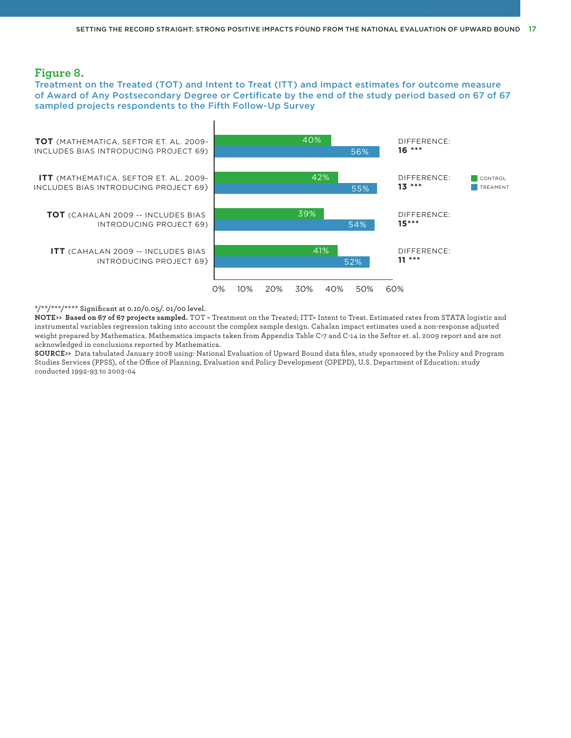## Figure 8.

Treatment on the Treated (TOT) and Intent to Treat (ITT) and impact estimates for outcome measure of Award of Any Postsecondary Degree or Certificate by the end of the study period based on 67 of 67 sampled projects respondents to the Fifth Follow-Up Survey

**TOT** (MATHEMATICA, SEFTOR ET. AL. 2009- INCLUDES BIAS INTRODUCING PROJECT 69)

40%

56%

DIFFERENCE: **16 ***\***

**ITT** (MATHEMATICA, SEFTOR ET. AL. 2009- INCLUDES BIAS INTRODUCING PROJECT 69)

42%

55%

DIFFERENCE: **13 ***\***

**TOT** (CAHALAN 2009 -- INCLUDES BIAS INTRODUCING PROJECT 69)

39%

54%

DIFFERENCE: **15*****

**ITT** (CAHALAN 2009 -- INCLUDES BIAS INTRODUCING PROJECT 69)

41%

52%

DIFFERENCE: **11 *****

0% 10% 20% 30% 40% 50% 60%

CONTROL

TREAMENT

*/**/***/**** Significant at 0.10/0.05/. 01/00 level.

**NOTE>> Based on 67 of 67 projects sampled.** TOT = Treatment on the Treated; ITT= Intent to Treat. Estimated rates from STATA logistic and instrumental variables regression taking into account the complex sample design. Cahalan impact estimates used a non-response adjusted weight prepared by Mathematica. Mathematica impacts taken from Appendix Table C-7 and C-14 in the Seftor et. al. 2009 report and are not acknowledged in conclusions reported by Mathematica.

**SOURCE>>** Data tabulated January 2008 using: National Evaluation of Upward Bound data files, study sponsored by the Policy and Program Studies Services (PPSS), of the Office of Planning, Evaluation and Policy Development (OPEPD), U.S. Department of Education: study conducted 1992-93 to 2003-04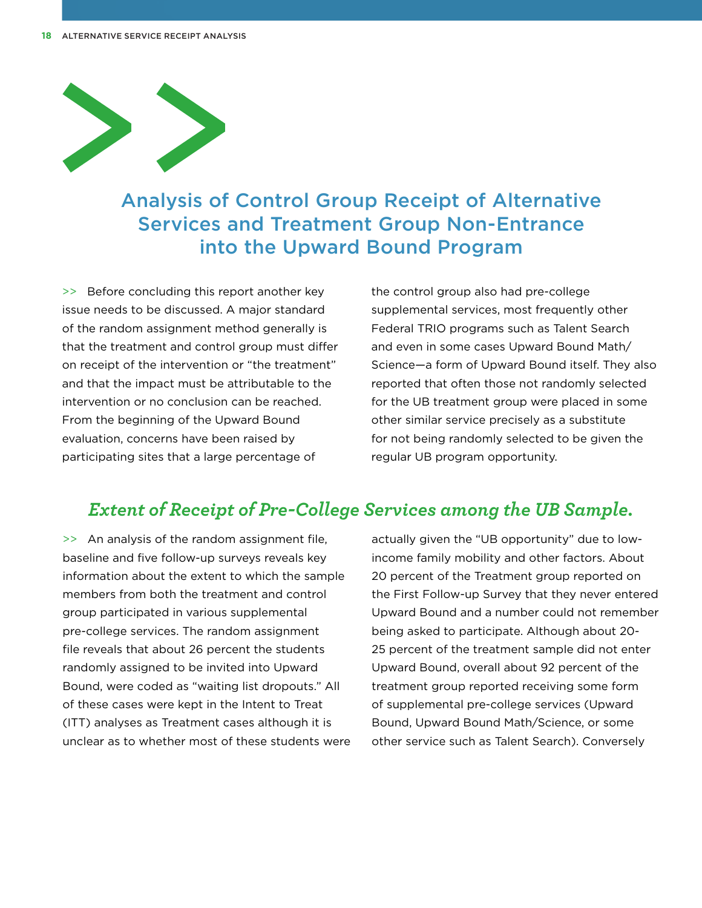# Analysis of Control Group Receipt of Alternative Services and Treatment Group Non-Entrance into the Upward Bound Program

>> Before concluding this report another key issue needs to be discussed. A major standard of the random assignment method generally is that the treatment and control group must differ on receipt of the intervention or "the treatment" and that the impact must be attributable to the intervention or no conclusion can be reached. From the beginning of the Upward Bound evaluation, concerns have been raised by participating sites that a large percentage of the control group also had pre-college supplemental services, most frequently other Federal TRIO programs such as Talent Search and even in some cases Upward Bound Math/Science—a form of Upward Bound itself. They also reported that often those not randomly selected for the UB treatment group were placed in some other similar service precisely as a substitute for not being randomly selected to be given the regular UB program opportunity.

## *Extent of Receipt of Pre-College Services among the UB Sample.*

>> An analysis of the random assignment file, baseline and five follow-up surveys reveals key information about the extent to which the sample members from both the treatment and control group participated in various supplemental pre-college services. The random assignment file reveals that about 26 percent the students randomly assigned to be invited into Upward Bound, were coded as "waiting list dropouts." All of these cases were kept in the Intent to Treat (ITT) analyses as Treatment cases although it is unclear as to whether most of these students were actually given the "UB opportunity" due to low-income family mobility and other factors. About 20 percent of the Treatment group reported on the First Follow-up Survey that they never entered Upward Bound and a number could not remember being asked to participate. Although about 20-25 percent of the treatment sample did not enter Upward Bound, overall about 92 percent of the treatment group reported receiving some form of supplemental pre-college services (Upward Bound, Upward Bound Math/Science, or some other service such as Talent Search). Conversely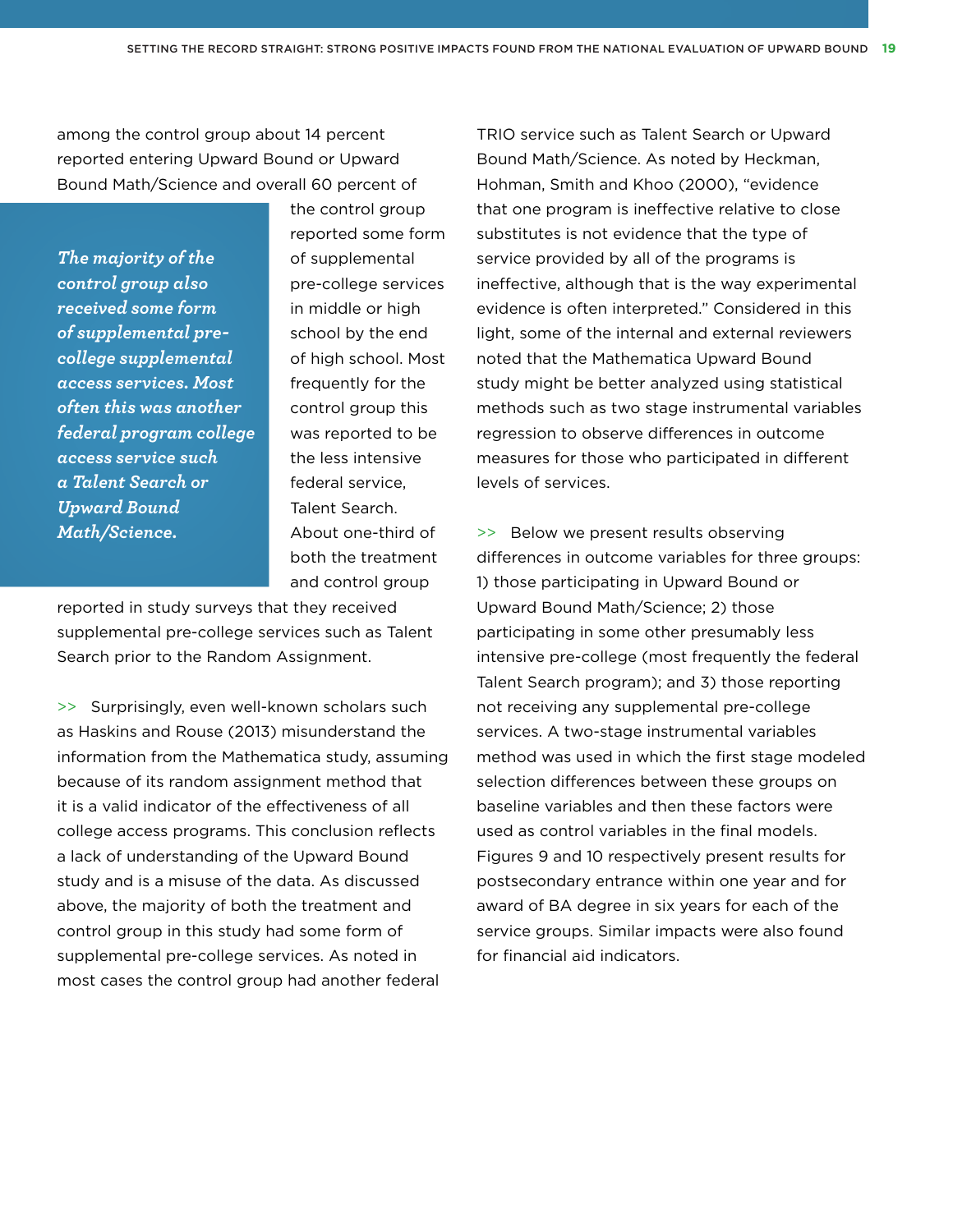among the control group about 14 percent reported entering Upward Bound or Upward Bound Math/Science and overall 60 percent of the control group reported some form of supplemental pre-college services in middle or high school by the end of high school. Most frequently for the control group this was reported to be the less intensive federal service, Talent Search. About one-third of both the treatment and control group reported in study surveys that they received supplemental pre-college services such as Talent Search prior to the Random Assignment.

***The majority of the control group also received some form of supplemental pre-college supplemental access services. Most often this was another federal program college access service such a Talent Search or Upward Bound Math/Science.***

>> Surprisingly, even well-known scholars such as Haskins and Rouse (2013) misunderstand the information from the Mathematica study, assuming because of its random assignment method that it is a valid indicator of the effectiveness of all college access programs. This conclusion reflects a lack of understanding of the Upward Bound study and is a misuse of the data. As discussed above, the majority of both the treatment and control group in this study had some form of supplemental pre-college services. As noted in most cases the control group had another federal TRIO service such as Talent Search or Upward Bound Math/Science. As noted by Heckman, Hohman, Smith and Khoo (2000), "evidence that one program is ineffective relative to close substitutes is not evidence that the type of service provided by all of the programs is ineffective, although that is the way experimental evidence is often interpreted." Considered in this light, some of the internal and external reviewers noted that the Mathematica Upward Bound study might be better analyzed using statistical methods such as two stage instrumental variables regression to observe differences in outcome measures for those who participated in different levels of services.

>> Below we present results observing differences in outcome variables for three groups: 1) those participating in Upward Bound or Upward Bound Math/Science; 2) those participating in some other presumably less intensive pre-college (most frequently the federal Talent Search program); and 3) those reporting not receiving any supplemental pre-college services. A two-stage instrumental variables method was used in which the first stage modeled selection differences between these groups on baseline variables and then these factors were used as control variables in the final models. Figures 9 and 10 respectively present results for postsecondary entrance within one year and for award of BA degree in six years for each of the service groups. Similar impacts were also found for financial aid indicators.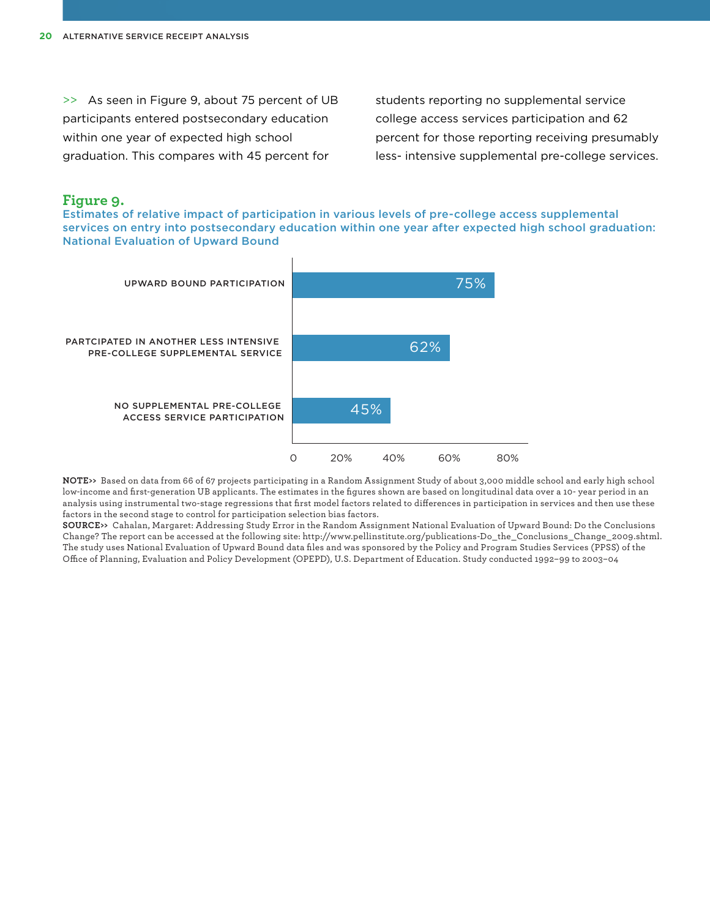>> As seen in Figure 9, about 75 percent of UB participants entered postsecondary education within one year of expected high school graduation. This compares with 45 percent for students reporting no supplemental service college access services participation and 62 percent for those reporting receiving presumably less- intensive supplemental pre-college services.

**Figure 9.**

**Estimates of relative impact of participation in various levels of pre-college access supplemental services on entry into postsecondary education within one year after expected high school graduation: National Evaluation of Upward Bound**

UPWARD BOUND PARTICIPATION
75%

PARTCIPATED IN ANOTHER LESS INTENSIVE PRE-COLLEGE SUPPLEMENTAL SERVICE
62%

NO SUPPLEMENTAL PRE-COLLEGE ACCESS SERVICE PARTICIPATION
45%

0
20%
40%
60%
80%

**NOTE>>** Based on data from 66 of 67 projects participating in a Random Assignment Study of about 3,000 middle school and early high school low-income and first-generation UB applicants. The estimates in the figures shown are based on longitudinal data over a 10- year period in an analysis using instrumental two-stage regressions that first model factors related to differences in participation in services and then use these factors in the second stage to control for participation selection bias factors.

**SOURCE>>** Cahalan, Margaret: Addressing Study Error in the Random Assignment National Evaluation of Upward Bound: Do the Conclusions Change? The report can be accessed at the following site: http://www.pellinstitute.org/publications-Do_the_Conclusions_Change_2009.shtml. The study uses National Evaluation of Upward Bound data files and was sponsored by the Policy and Program Studies Services (PPSS) of the Office of Planning, Evaluation and Policy Development (OPEPD), U.S. Department of Education. Study conducted 1992–99 to 2003–04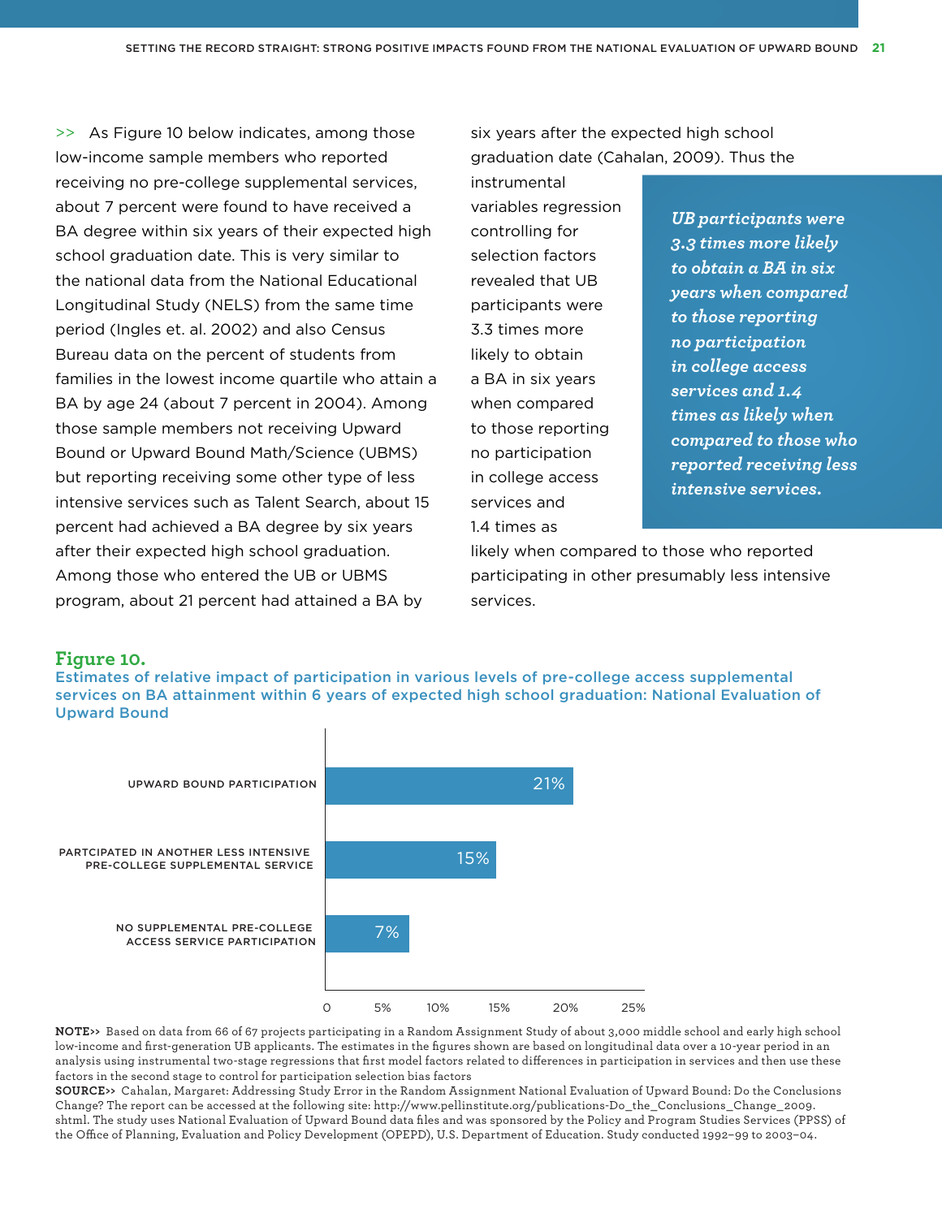>> As Figure 10 below indicates, among those low-income sample members who reported receiving no pre-college supplemental services, about 7 percent were found to have received a BA degree within six years of their expected high school graduation date. This is very similar to the national data from the National Educational Longitudinal Study (NELS) from the same time period (Ingles et. al. 2002) and also Census Bureau data on the percent of students from families in the lowest income quartile who attain a BA by age 24 (about 7 percent in 2004). Among those sample members not receiving Upward Bound or Upward Bound Math/Science (UBMS) but reporting receiving some other type of less intensive services such as Talent Search, about 15 percent had achieved a BA degree by six years after their expected high school graduation. Among those who entered the UB or UBMS program, about 21 percent had attained a BA by six years after the expected high school graduation date (Cahalan, 2009). Thus the instrumental variables regression controlling for selection factors revealed that UB participants were 3.3 times more likely to obtain a BA in six years when compared to those reporting no participation in college access services and 1.4 times as likely when compared to those who reported participating in other presumably less intensive services.

> ***UB participants were 3.3 times more likely to obtain a BA in six years when compared to those reporting no participation in college access services and 1.4 times as likely when compared to those who reported receiving less intensive services.***

**Figure 10.**

**Estimates of relative impact of participation in various levels of pre-college access supplemental services on BA attainment within 6 years of expected high school graduation: National Evaluation of Upward Bound**

| Category | BA attainment |
| --- | --- |
| UPWARD BOUND PARTICIPATION | 21% |
| PARTCIPATED IN ANOTHER LESS INTENSIVE PRE-COLLEGE SUPPLEMENTAL SERVICE | 15% |
| NO SUPPLEMENTAL PRE-COLLEGE ACCESS SERVICE PARTICIPATION | 7% |

**NOTE>>** Based on data from 66 of 67 projects participating in a Random Assignment Study of about 3,000 middle school and early high school low-income and first-generation UB applicants. The estimates in the figures shown are based on longitudinal data over a 10-year period in an analysis using instrumental two-stage regressions that first model factors related to differences in participation in services and then use these factors in the second stage to control for participation selection bias factors

**SOURCE>>** Cahalan, Margaret: Addressing Study Error in the Random Assignment National Evaluation of Upward Bound: Do the Conclusions Change? The report can be accessed at the following site: http://www.pellinstitute.org/publications-Do_the_Conclusions_Change_2009.shtml. The study uses National Evaluation of Upward Bound data files and was sponsored by the Policy and Program Studies Services (PPSS) of the Office of Planning, Evaluation and Policy Development (OPEPD), U.S. Department of Education. Study conducted 1992–99 to 2003–04.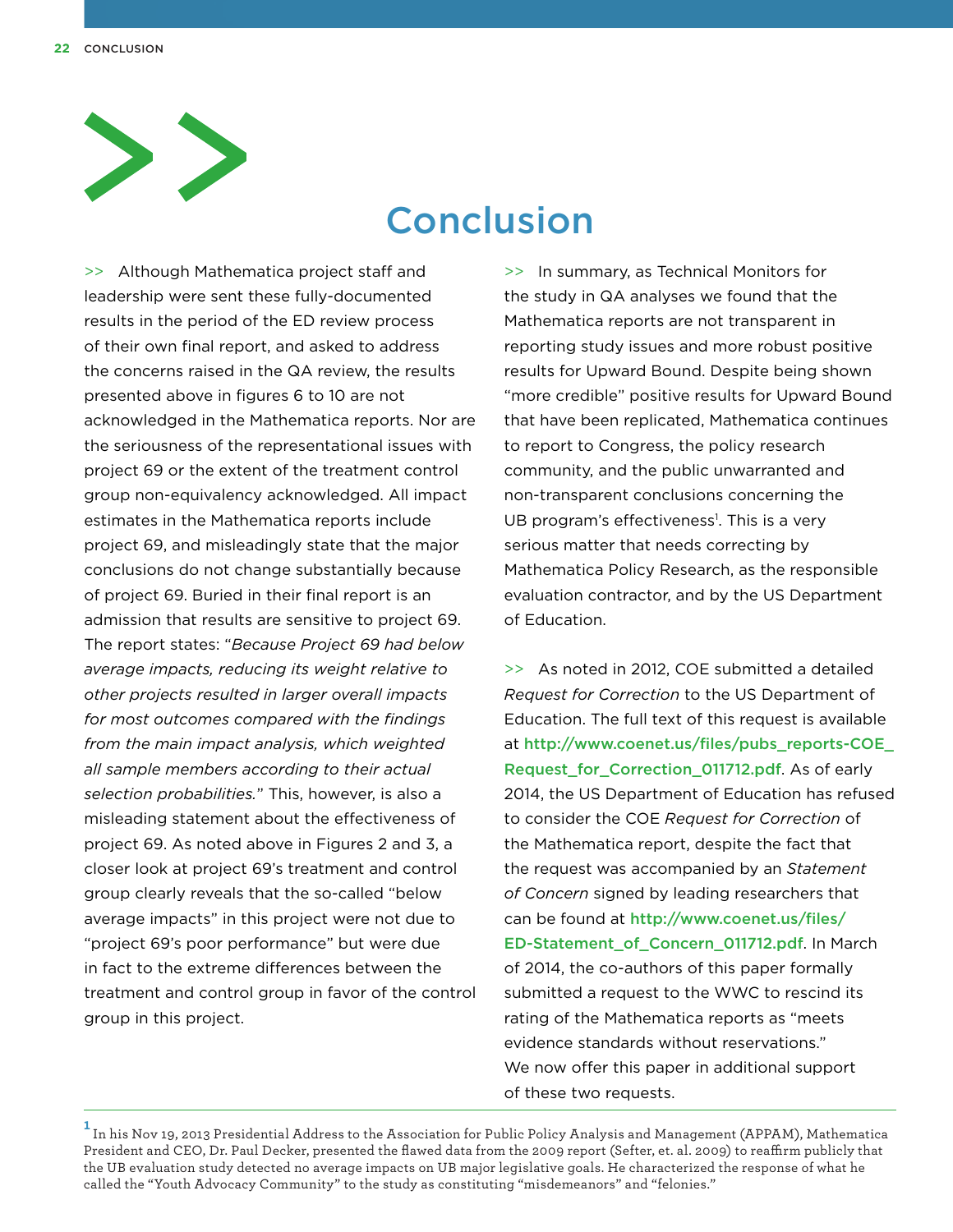# Conclusion

>> Although Mathematica project staff and leadership were sent these fully-documented results in the period of the ED review process of their own final report, and asked to address the concerns raised in the QA review, the results presented above in figures 6 to 10 are not acknowledged in the Mathematica reports. Nor are the seriousness of the representational issues with project 69 or the extent of the treatment control group non-equivalency acknowledged. All impact estimates in the Mathematica reports include project 69, and misleadingly state that the major conclusions do not change substantially because of project 69. Buried in their final report is an admission that results are sensitive to project 69. The report states: "*Because Project 69 had below average impacts, reducing its weight relative to other projects resulted in larger overall impacts for most outcomes compared with the findings from the main impact analysis, which weighted all sample members according to their actual selection probabilities.*" This, however, is also a misleading statement about the effectiveness of project 69. As noted above in Figures 2 and 3, a closer look at project 69's treatment and control group clearly reveals that the so-called "below average impacts" in this project were not due to "project 69's poor performance" but were due in fact to the extreme differences between the treatment and control group in favor of the control group in this project.

>> In summary, as Technical Monitors for the study in QA analyses we found that the Mathematica reports are not transparent in reporting study issues and more robust positive results for Upward Bound. Despite being shown "more credible" positive results for Upward Bound that have been replicated, Mathematica continues to report to Congress, the policy research community, and the public unwarranted and non-transparent conclusions concerning the UB program's effectiveness[1]. This is a very serious matter that needs correcting by Mathematica Policy Research, as the responsible evaluation contractor, and by the US Department of Education.

>> As noted in 2012, COE submitted a detailed *Request for Correction* to the US Department of Education. The full text of this request is available at **http://www.coenet.us/files/pubs_reports-COE_Request_for_Correction_011712.pdf**. As of early 2014, the US Department of Education has refused to consider the COE *Request for Correction* of the Mathematica report, despite the fact that the request was accompanied by an *Statement of Concern* signed by leading researchers that can be found at **http://www.coenet.us/files/ED-Statement_of_Concern_011712.pdf**. In March of 2014, the co-authors of this paper formally submitted a request to the WWC to rescind its rating of the Mathematica reports as "meets evidence standards without reservations." We now offer this paper in additional support of these two requests.

---

[1] In his Nov 19, 2013 Presidential Address to the Association for Public Policy Analysis and Management (APPAM), Mathematica President and CEO, Dr. Paul Decker, presented the flawed data from the 2009 report (Sefter, et. al. 2009) to reaffirm publicly that the UB evaluation study detected no average impacts on UB major legislative goals. He characterized the response of what he called the "Youth Advocacy Community" to the study as constituting "misdemeanors" and "felonies."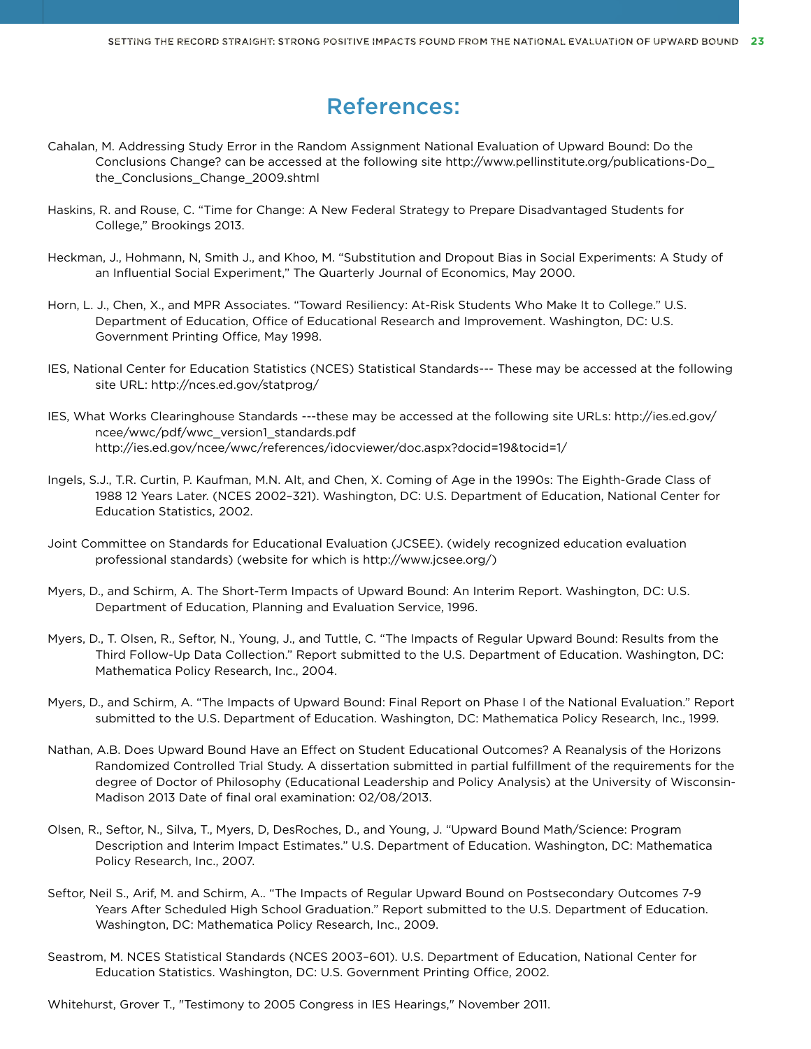# References:

Cahalan, M. Addressing Study Error in the Random Assignment National Evaluation of Upward Bound: Do the Conclusions Change? can be accessed at the following site http://www.pellinstitute.org/publications-Do_the_Conclusions_Change_2009.shtml

Haskins, R. and Rouse, C. "Time for Change: A New Federal Strategy to Prepare Disadvantaged Students for College," Brookings 2013.

Heckman, J., Hohmann, N, Smith J., and Khoo, M. "Substitution and Dropout Bias in Social Experiments: A Study of an Influential Social Experiment," The Quarterly Journal of Economics, May 2000.

Horn, L. J., Chen, X., and MPR Associates. "Toward Resiliency: At-Risk Students Who Make It to College." U.S. Department of Education, Office of Educational Research and Improvement. Washington, DC: U.S. Government Printing Office, May 1998.

IES, National Center for Education Statistics (NCES) Statistical Standards--- These may be accessed at the following site URL: http://nces.ed.gov/statprog/

IES, What Works Clearinghouse Standards ---these may be accessed at the following site URLs: http://ies.ed.gov/ncee/wwc/pdf/wwc_version1_standards.pdf
http://ies.ed.gov/ncee/wwc/references/idocviewer/doc.aspx?docid=19&tocid=1/

Ingels, S.J., T.R. Curtin, P. Kaufman, M.N. Alt, and Chen, X. Coming of Age in the 1990s: The Eighth-Grade Class of 1988 12 Years Later. (NCES 2002–321). Washington, DC: U.S. Department of Education, National Center for Education Statistics, 2002.

Joint Committee on Standards for Educational Evaluation (JCSEE). (widely recognized education evaluation professional standards) (website for which is http://www.jcsee.org/)

Myers, D., and Schirm, A. The Short-Term Impacts of Upward Bound: An Interim Report. Washington, DC: U.S. Department of Education, Planning and Evaluation Service, 1996.

Myers, D., T. Olsen, R., Seftor, N., Young, J., and Tuttle, C. "The Impacts of Regular Upward Bound: Results from the Third Follow-Up Data Collection." Report submitted to the U.S. Department of Education. Washington, DC: Mathematica Policy Research, Inc., 2004.

Myers, D., and Schirm, A. "The Impacts of Upward Bound: Final Report on Phase I of the National Evaluation." Report submitted to the U.S. Department of Education. Washington, DC: Mathematica Policy Research, Inc., 1999.

Nathan, A.B. Does Upward Bound Have an Effect on Student Educational Outcomes? A Reanalysis of the Horizons Randomized Controlled Trial Study. A dissertation submitted in partial fulfillment of the requirements for the degree of Doctor of Philosophy (Educational Leadership and Policy Analysis) at the University of Wisconsin-Madison 2013 Date of final oral examination: 02/08/2013.

Olsen, R., Seftor, N., Silva, T., Myers, D, DesRoches, D., and Young, J. "Upward Bound Math/Science: Program Description and Interim Impact Estimates." U.S. Department of Education. Washington, DC: Mathematica Policy Research, Inc., 2007.

Seftor, Neil S., Arif, M. and Schirm, A.. "The Impacts of Regular Upward Bound on Postsecondary Outcomes 7-9 Years After Scheduled High School Graduation." Report submitted to the U.S. Department of Education. Washington, DC: Mathematica Policy Research, Inc., 2009.

Seastrom, M. NCES Statistical Standards (NCES 2003–601). U.S. Department of Education, National Center for Education Statistics. Washington, DC: U.S. Government Printing Office, 2002.

Whitehurst, Grover T., "Testimony to 2005 Congress in IES Hearings," November 2011.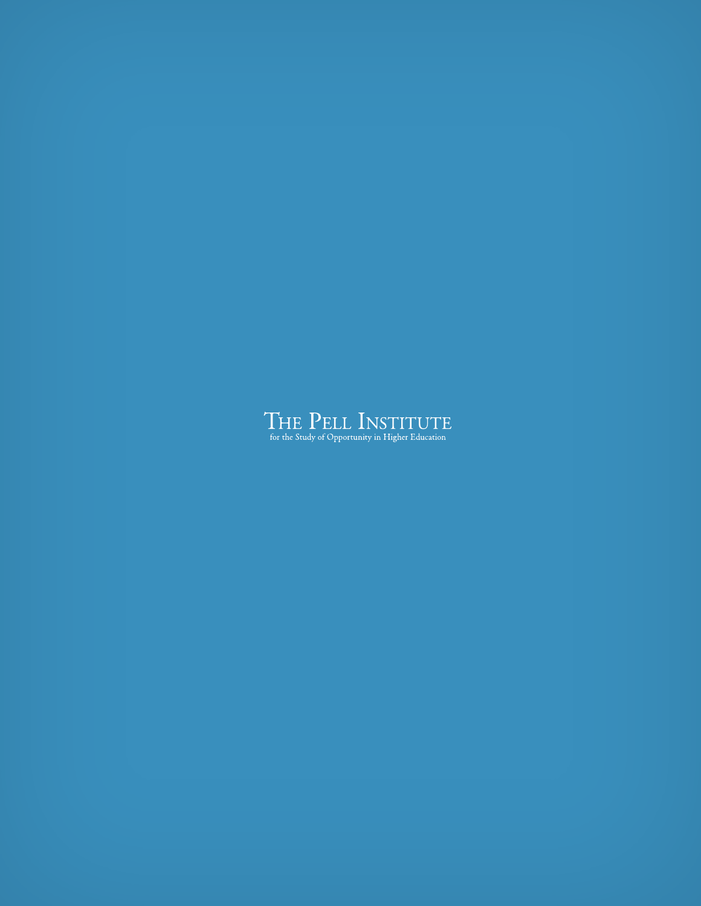The Pell Institute
for the Study of Opportunity in Higher Education